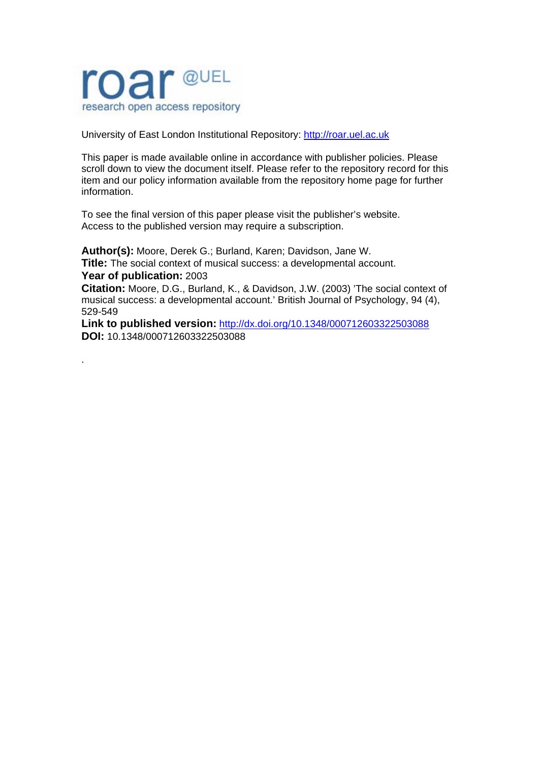roar @UEL
research open access repository

University of East London Institutional Repository: http://roar.uel.ac.uk

This paper is made available online in accordance with publisher policies. Please scroll down to view the document itself. Please refer to the repository record for this item and our policy information available from the repository home page for further information.

To see the final version of this paper please visit the publisher's website. Access to the published version may require a subscription.

**Author(s):** Moore, Derek G.; Burland, Karen; Davidson, Jane W.
**Title:** The social context of musical success: a developmental account.
**Year of publication:** 2003
**Citation:** Moore, D.G., Burland, K., & Davidson, J.W. (2003) 'The social context of musical success: a developmental account.' British Journal of Psychology, 94 (4), 529-549
**Link to published version:** http://dx.doi.org/10.1348/000712603322503088
**DOI:** 10.1348/000712603322503088

.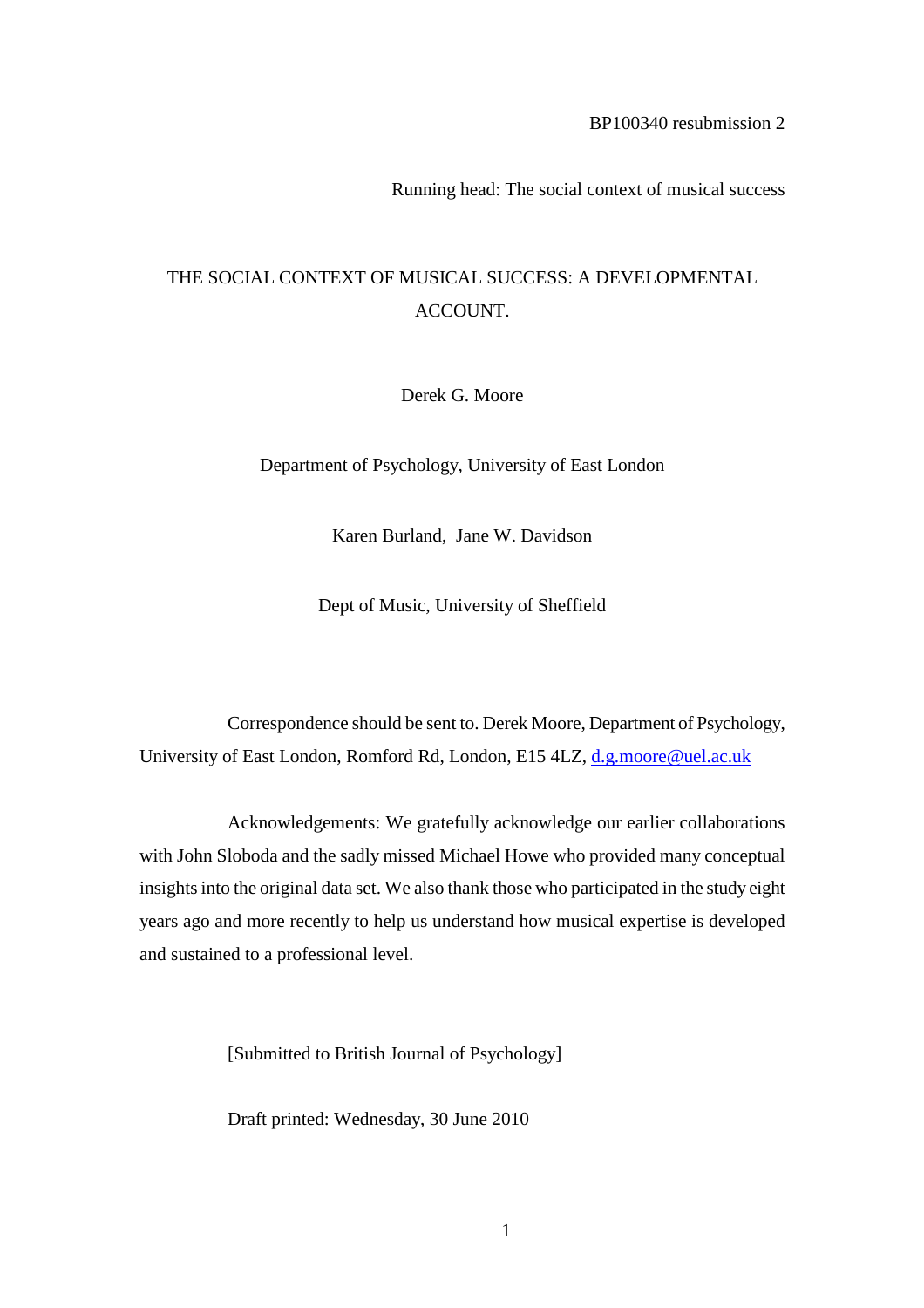BP100340 resubmission 2

Running head: The social context of musical success

# THE SOCIAL CONTEXT OF MUSICAL SUCCESS: A DEVELOPMENTAL ACCOUNT.

Derek G. Moore

Department of Psychology, University of East London

Karen Burland, Jane W. Davidson

Dept of Music, University of Sheffield

Correspondence should be sent to. Derek Moore, Department of Psychology, University of East London, Romford Rd, London, E15 4LZ, d.g.moore@uel.ac.uk

Acknowledgements: We gratefully acknowledge our earlier collaborations with John Sloboda and the sadly missed Michael Howe who provided many conceptual insights into the original data set. We also thank those who participated in the study eight years ago and more recently to help us understand how musical expertise is developed and sustained to a professional level.

[Submitted to British Journal of Psychology]

Draft printed: Wednesday, 30 June 2010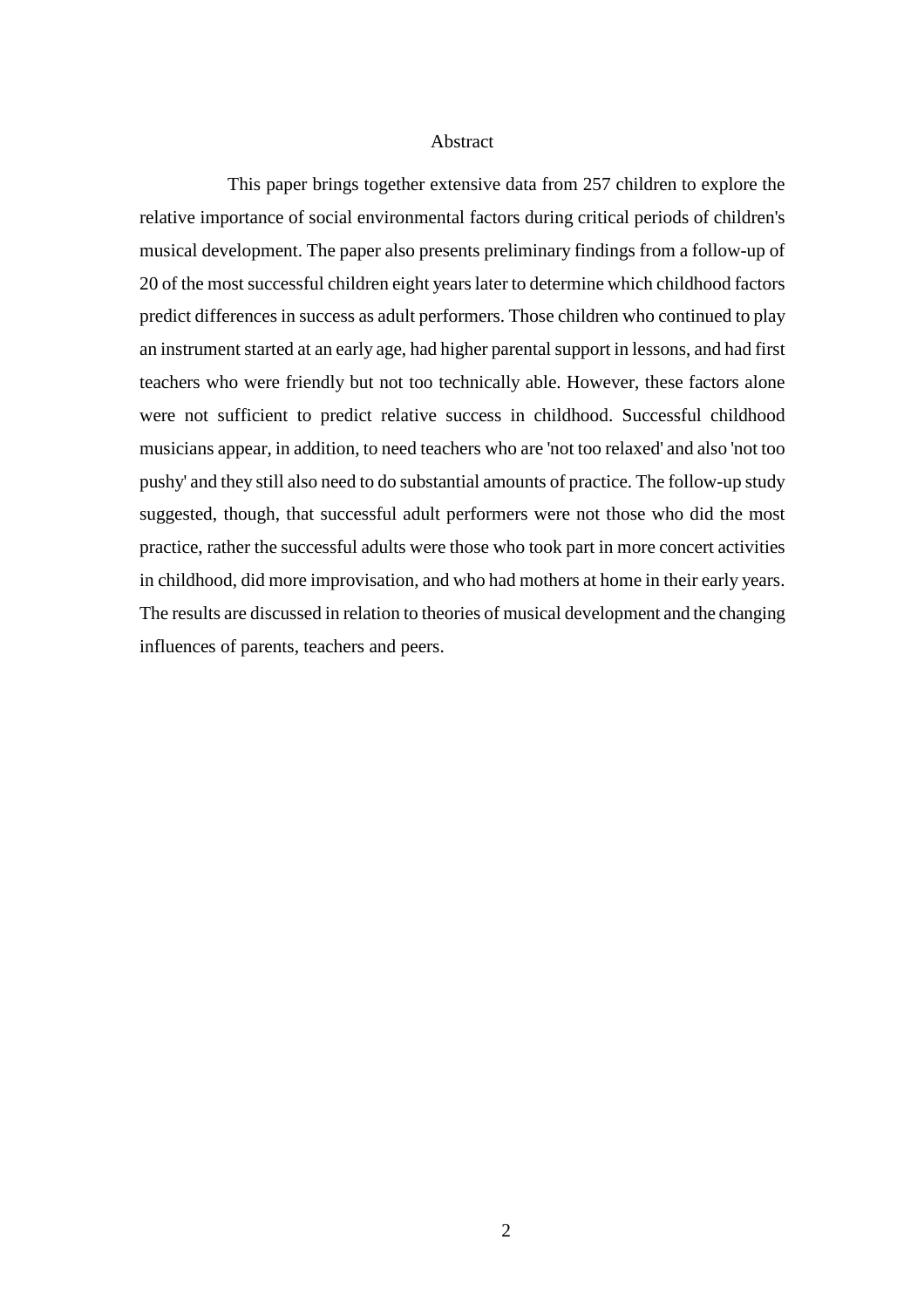# Abstract

This paper brings together extensive data from 257 children to explore the relative importance of social environmental factors during critical periods of children's musical development. The paper also presents preliminary findings from a follow-up of 20 of the most successful children eight years later to determine which childhood factors predict differences in success as adult performers. Those children who continued to play an instrument started at an early age, had higher parental support in lessons, and had first teachers who were friendly but not too technically able. However, these factors alone were not sufficient to predict relative success in childhood. Successful childhood musicians appear, in addition, to need teachers who are 'not too relaxed' and also 'not too pushy' and they still also need to do substantial amounts of practice. The follow-up study suggested, though, that successful adult performers were not those who did the most practice, rather the successful adults were those who took part in more concert activities in childhood, did more improvisation, and who had mothers at home in their early years. The results are discussed in relation to theories of musical development and the changing influences of parents, teachers and peers.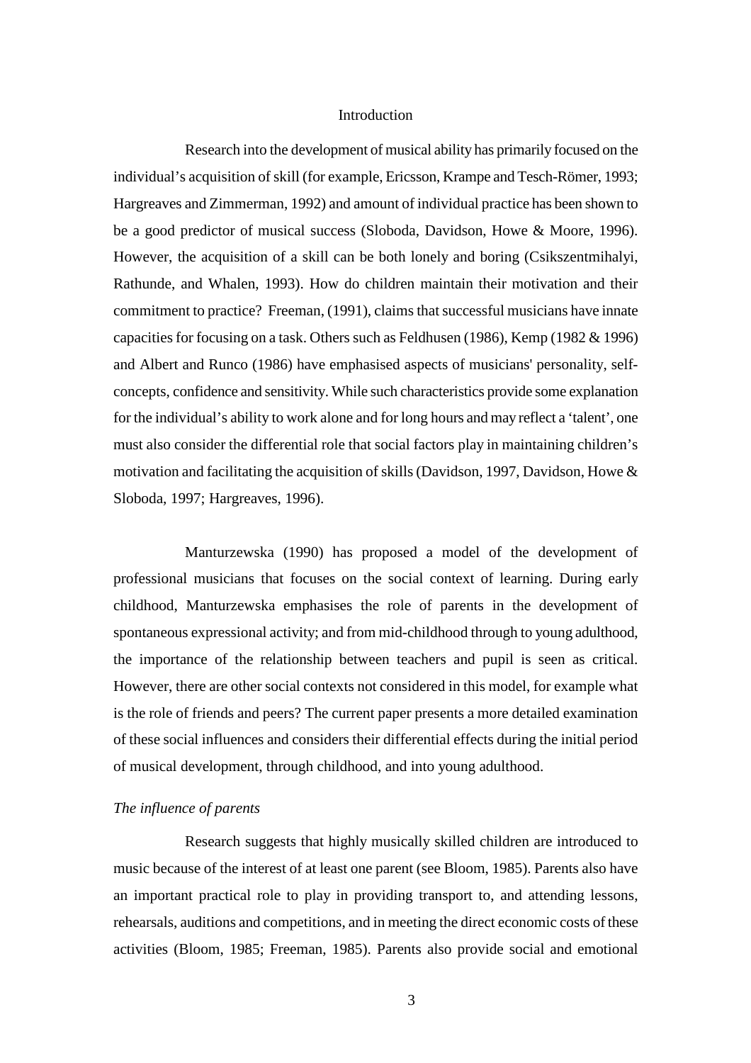# Introduction

Research into the development of musical ability has primarily focused on the individual's acquisition of skill (for example, Ericsson, Krampe and Tesch-Römer, 1993; Hargreaves and Zimmerman, 1992) and amount of individual practice has been shown to be a good predictor of musical success (Sloboda, Davidson, Howe & Moore, 1996). However, the acquisition of a skill can be both lonely and boring (Csikszentmihalyi, Rathunde, and Whalen, 1993). How do children maintain their motivation and their commitment to practice? Freeman, (1991), claims that successful musicians have innate capacities for focusing on a task. Others such as Feldhusen (1986), Kemp (1982 & 1996) and Albert and Runco (1986) have emphasised aspects of musicians' personality, self-concepts, confidence and sensitivity. While such characteristics provide some explanation for the individual's ability to work alone and for long hours and may reflect a 'talent', one must also consider the differential role that social factors play in maintaining children's motivation and facilitating the acquisition of skills (Davidson, 1997, Davidson, Howe & Sloboda, 1997; Hargreaves, 1996).

Manturzewska (1990) has proposed a model of the development of professional musicians that focuses on the social context of learning. During early childhood, Manturzewska emphasises the role of parents in the development of spontaneous expressional activity; and from mid-childhood through to young adulthood, the importance of the relationship between teachers and pupil is seen as critical. However, there are other social contexts not considered in this model, for example what is the role of friends and peers? The current paper presents a more detailed examination of these social influences and considers their differential effects during the initial period of musical development, through childhood, and into young adulthood.

*The influence of parents*

Research suggests that highly musically skilled children are introduced to music because of the interest of at least one parent (see Bloom, 1985). Parents also have an important practical role to play in providing transport to, and attending lessons, rehearsals, auditions and competitions, and in meeting the direct economic costs of these activities (Bloom, 1985; Freeman, 1985). Parents also provide social and emotional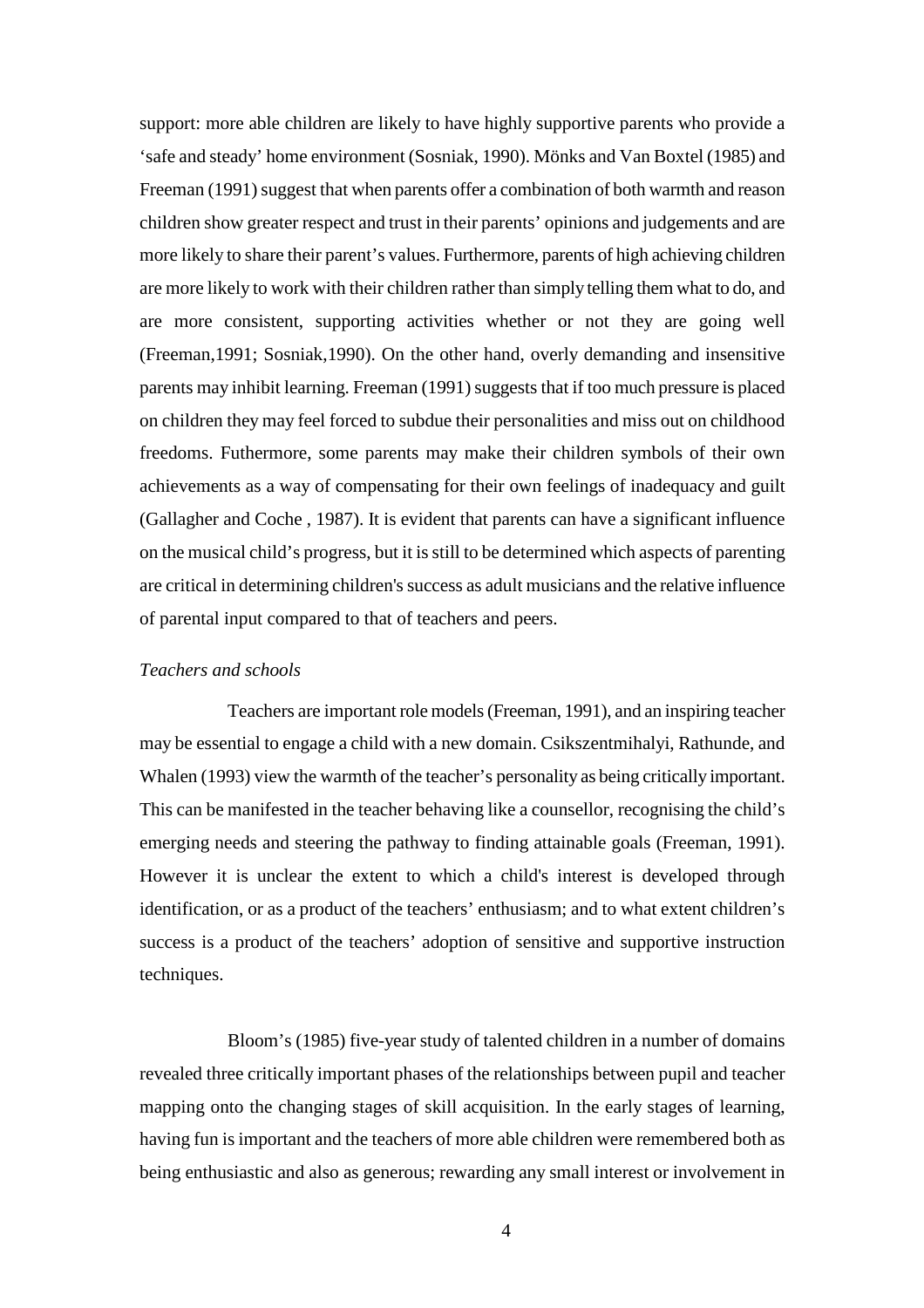support: more able children are likely to have highly supportive parents who provide a 'safe and steady' home environment (Sosniak, 1990). Mönks and Van Boxtel (1985) and Freeman (1991) suggest that when parents offer a combination of both warmth and reason children show greater respect and trust in their parents' opinions and judgements and are more likely to share their parent's values. Furthermore, parents of high achieving children are more likely to work with their children rather than simply telling them what to do, and are more consistent, supporting activities whether or not they are going well (Freeman,1991; Sosniak,1990). On the other hand, overly demanding and insensitive parents may inhibit learning. Freeman (1991) suggests that if too much pressure is placed on children they may feel forced to subdue their personalities and miss out on childhood freedoms. Futhermore, some parents may make their children symbols of their own achievements as a way of compensating for their own feelings of inadequacy and guilt (Gallagher and Coche , 1987). It is evident that parents can have a significant influence on the musical child's progress, but it is still to be determined which aspects of parenting are critical in determining children's success as adult musicians and the relative influence of parental input compared to that of teachers and peers.

*Teachers and schools*

Teachers are important role models (Freeman, 1991), and an inspiring teacher may be essential to engage a child with a new domain. Csikszentmihalyi, Rathunde, and Whalen (1993) view the warmth of the teacher's personality as being critically important. This can be manifested in the teacher behaving like a counsellor, recognising the child's emerging needs and steering the pathway to finding attainable goals (Freeman, 1991). However it is unclear the extent to which a child's interest is developed through identification, or as a product of the teachers' enthusiasm; and to what extent children's success is a product of the teachers' adoption of sensitive and supportive instruction techniques.

Bloom's (1985) five-year study of talented children in a number of domains revealed three critically important phases of the relationships between pupil and teacher mapping onto the changing stages of skill acquisition. In the early stages of learning, having fun is important and the teachers of more able children were remembered both as being enthusiastic and also as generous; rewarding any small interest or involvement in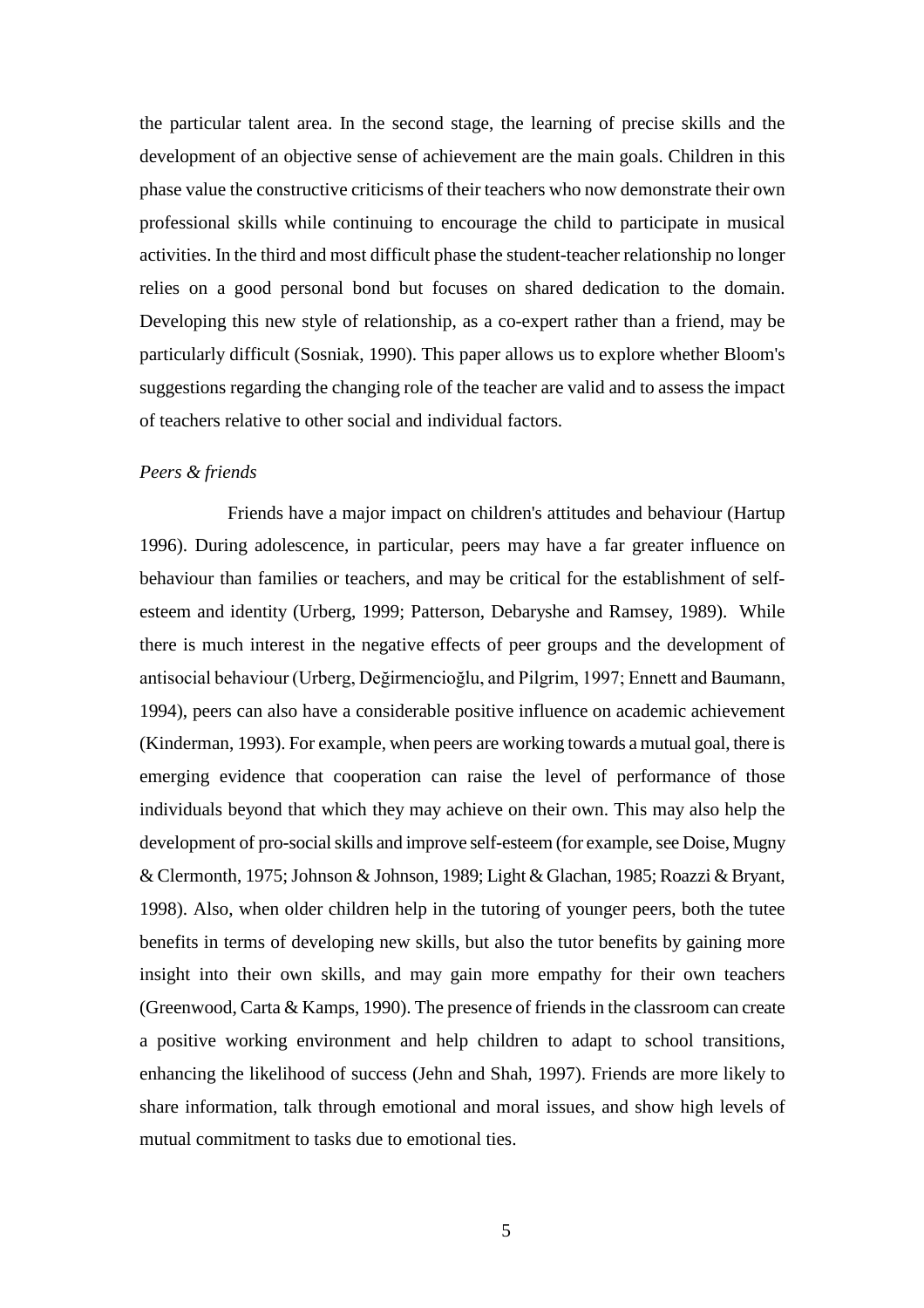the particular talent area. In the second stage, the learning of precise skills and the development of an objective sense of achievement are the main goals. Children in this phase value the constructive criticisms of their teachers who now demonstrate their own professional skills while continuing to encourage the child to participate in musical activities. In the third and most difficult phase the student-teacher relationship no longer relies on a good personal bond but focuses on shared dedication to the domain. Developing this new style of relationship, as a co-expert rather than a friend, may be particularly difficult (Sosniak, 1990). This paper allows us to explore whether Bloom's suggestions regarding the changing role of the teacher are valid and to assess the impact of teachers relative to other social and individual factors.

*Peers & friends*

Friends have a major impact on children's attitudes and behaviour (Hartup 1996). During adolescence, in particular, peers may have a far greater influence on behaviour than families or teachers, and may be critical for the establishment of self-esteem and identity (Urberg, 1999; Patterson, Debaryshe and Ramsey, 1989). While there is much interest in the negative effects of peer groups and the development of antisocial behaviour (Urberg, Değirmencioğlu, and Pilgrim, 1997; Ennett and Baumann, 1994), peers can also have a considerable positive influence on academic achievement (Kinderman, 1993). For example, when peers are working towards a mutual goal, there is emerging evidence that cooperation can raise the level of performance of those individuals beyond that which they may achieve on their own. This may also help the development of pro-social skills and improve self-esteem (for example, see Doise, Mugny & Clermonth, 1975; Johnson & Johnson, 1989; Light & Glachan, 1985; Roazzi & Bryant, 1998). Also, when older children help in the tutoring of younger peers, both the tutee benefits in terms of developing new skills, but also the tutor benefits by gaining more insight into their own skills, and may gain more empathy for their own teachers (Greenwood, Carta & Kamps, 1990). The presence of friends in the classroom can create a positive working environment and help children to adapt to school transitions, enhancing the likelihood of success (Jehn and Shah, 1997). Friends are more likely to share information, talk through emotional and moral issues, and show high levels of mutual commitment to tasks due to emotional ties.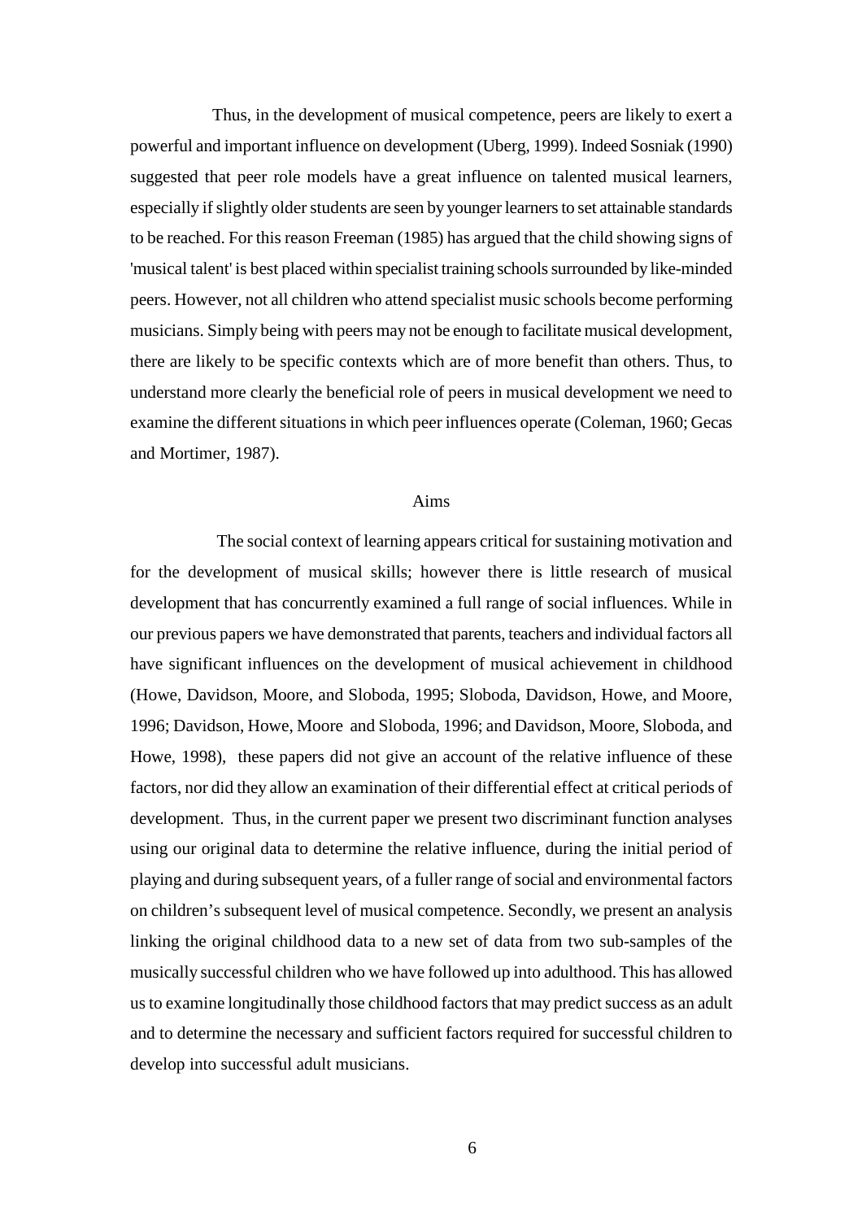Thus, in the development of musical competence, peers are likely to exert a powerful and important influence on development (Uberg, 1999). Indeed Sosniak (1990) suggested that peer role models have a great influence on talented musical learners, especially if slightly older students are seen by younger learners to set attainable standards to be reached. For this reason Freeman (1985) has argued that the child showing signs of 'musical talent' is best placed within specialist training schools surrounded by like-minded peers. However, not all children who attend specialist music schools become performing musicians. Simply being with peers may not be enough to facilitate musical development, there are likely to be specific contexts which are of more benefit than others. Thus, to understand more clearly the beneficial role of peers in musical development we need to examine the different situations in which peer influences operate (Coleman, 1960; Gecas and Mortimer, 1987).

## Aims

The social context of learning appears critical for sustaining motivation and for the development of musical skills; however there is little research of musical development that has concurrently examined a full range of social influences. While in our previous papers we have demonstrated that parents, teachers and individual factors all have significant influences on the development of musical achievement in childhood (Howe, Davidson, Moore, and Sloboda, 1995; Sloboda, Davidson, Howe, and Moore, 1996; Davidson, Howe, Moore and Sloboda, 1996; and Davidson, Moore, Sloboda, and Howe, 1998), these papers did not give an account of the relative influence of these factors, nor did they allow an examination of their differential effect at critical periods of development. Thus, in the current paper we present two discriminant function analyses using our original data to determine the relative influence, during the initial period of playing and during subsequent years, of a fuller range of social and environmental factors on children's subsequent level of musical competence. Secondly, we present an analysis linking the original childhood data to a new set of data from two sub-samples of the musically successful children who we have followed up into adulthood. This has allowed us to examine longitudinally those childhood factors that may predict success as an adult and to determine the necessary and sufficient factors required for successful children to develop into successful adult musicians.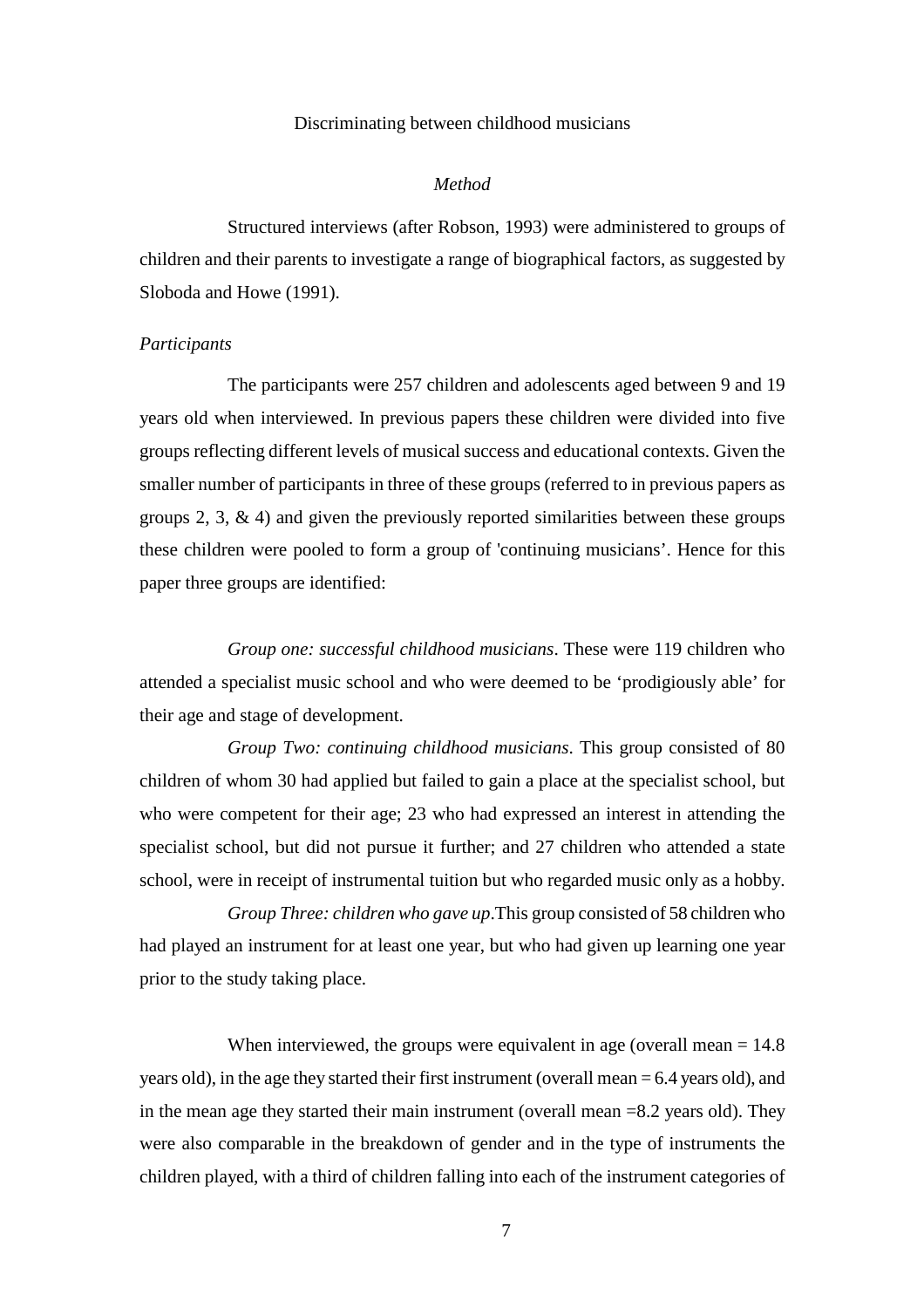Discriminating between childhood musicians

*Method*

Structured interviews (after Robson, 1993) were administered to groups of children and their parents to investigate a range of biographical factors, as suggested by Sloboda and Howe (1991).

*Participants*

The participants were 257 children and adolescents aged between 9 and 19 years old when interviewed. In previous papers these children were divided into five groups reflecting different levels of musical success and educational contexts. Given the smaller number of participants in three of these groups (referred to in previous papers as groups 2, 3, & 4) and given the previously reported similarities between these groups these children were pooled to form a group of 'continuing musicians'. Hence for this paper three groups are identified:

*Group one: successful childhood musicians*. These were 119 children who attended a specialist music school and who were deemed to be 'prodigiously able' for their age and stage of development.

*Group Two: continuing childhood musicians*. This group consisted of 80 children of whom 30 had applied but failed to gain a place at the specialist school, but who were competent for their age; 23 who had expressed an interest in attending the specialist school, but did not pursue it further; and 27 children who attended a state school, were in receipt of instrumental tuition but who regarded music only as a hobby.

*Group Three: children who gave up*.This group consisted of 58 children who had played an instrument for at least one year, but who had given up learning one year prior to the study taking place.

When interviewed, the groups were equivalent in age (overall mean = 14.8 years old), in the age they started their first instrument (overall mean = 6.4 years old), and in the mean age they started their main instrument (overall mean =8.2 years old). They were also comparable in the breakdown of gender and in the type of instruments the children played, with a third of children falling into each of the instrument categories of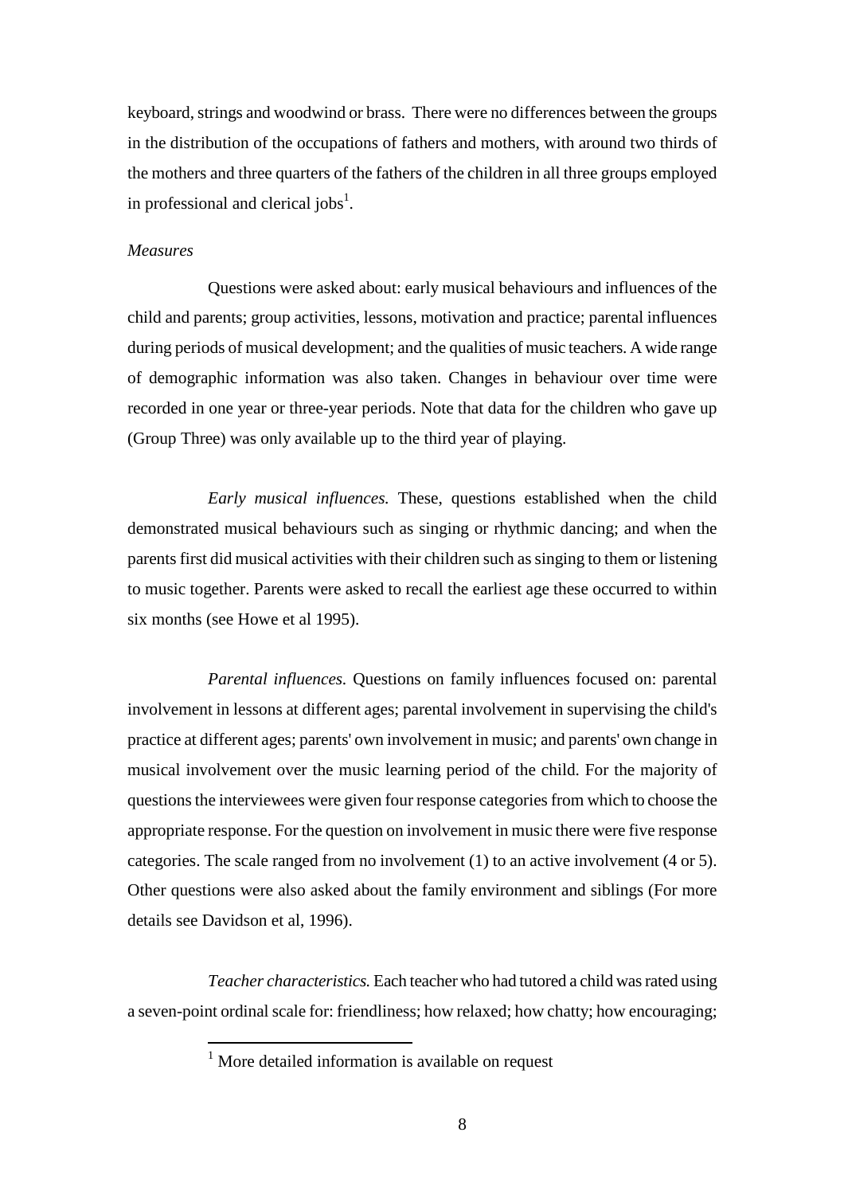keyboard, strings and woodwind or brass. There were no differences between the groups in the distribution of the occupations of fathers and mothers, with around two thirds of the mothers and three quarters of the fathers of the children in all three groups employed in professional and clerical jobs[1].

*Measures*

Questions were asked about: early musical behaviours and influences of the child and parents; group activities, lessons, motivation and practice; parental influences during periods of musical development; and the qualities of music teachers. A wide range of demographic information was also taken. Changes in behaviour over time were recorded in one year or three-year periods. Note that data for the children who gave up (Group Three) was only available up to the third year of playing.

*Early musical influences.* These, questions established when the child demonstrated musical behaviours such as singing or rhythmic dancing; and when the parents first did musical activities with their children such as singing to them or listening to music together. Parents were asked to recall the earliest age these occurred to within six months (see Howe et al 1995).

*Parental influences.* Questions on family influences focused on: parental involvement in lessons at different ages; parental involvement in supervising the child's practice at different ages; parents' own involvement in music; and parents' own change in musical involvement over the music learning period of the child. For the majority of questions the interviewees were given four response categories from which to choose the appropriate response. For the question on involvement in music there were five response categories. The scale ranged from no involvement (1) to an active involvement (4 or 5). Other questions were also asked about the family environment and siblings (For more details see Davidson et al, 1996).

*Teacher characteristics.* Each teacher who had tutored a child was rated using a seven-point ordinal scale for: friendliness; how relaxed; how chatty; how encouraging;

[1] More detailed information is available on request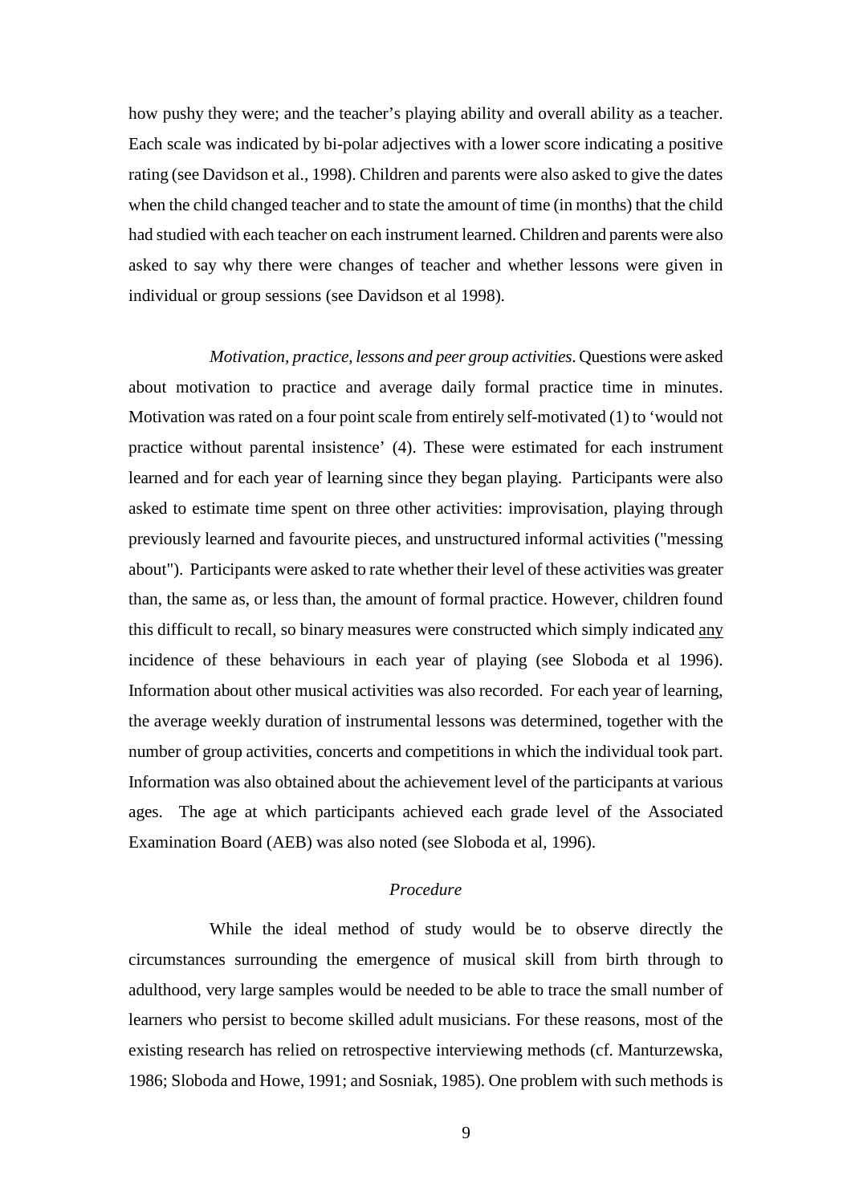how pushy they were; and the teacher's playing ability and overall ability as a teacher. Each scale was indicated by bi-polar adjectives with a lower score indicating a positive rating (see Davidson et al., 1998). Children and parents were also asked to give the dates when the child changed teacher and to state the amount of time (in months) that the child had studied with each teacher on each instrument learned. Children and parents were also asked to say why there were changes of teacher and whether lessons were given in individual or group sessions (see Davidson et al 1998).

*Motivation, practice, lessons and peer group activities*. Questions were asked about motivation to practice and average daily formal practice time in minutes. Motivation was rated on a four point scale from entirely self-motivated (1) to 'would not practice without parental insistence' (4). These were estimated for each instrument learned and for each year of learning since they began playing. Participants were also asked to estimate time spent on three other activities: improvisation, playing through previously learned and favourite pieces, and unstructured informal activities ("messing about"). Participants were asked to rate whether their level of these activities was greater than, the same as, or less than, the amount of formal practice. However, children found this difficult to recall, so binary measures were constructed which simply indicated <u>any</u> incidence of these behaviours in each year of playing (see Sloboda et al 1996). Information about other musical activities was also recorded. For each year of learning, the average weekly duration of instrumental lessons was determined, together with the number of group activities, concerts and competitions in which the individual took part. Information was also obtained about the achievement level of the participants at various ages. The age at which participants achieved each grade level of the Associated Examination Board (AEB) was also noted (see Sloboda et al, 1996).

### *Procedure*

While the ideal method of study would be to observe directly the circumstances surrounding the emergence of musical skill from birth through to adulthood, very large samples would be needed to be able to trace the small number of learners who persist to become skilled adult musicians. For these reasons, most of the existing research has relied on retrospective interviewing methods (cf. Manturzewska, 1986; Sloboda and Howe, 1991; and Sosniak, 1985). One problem with such methods is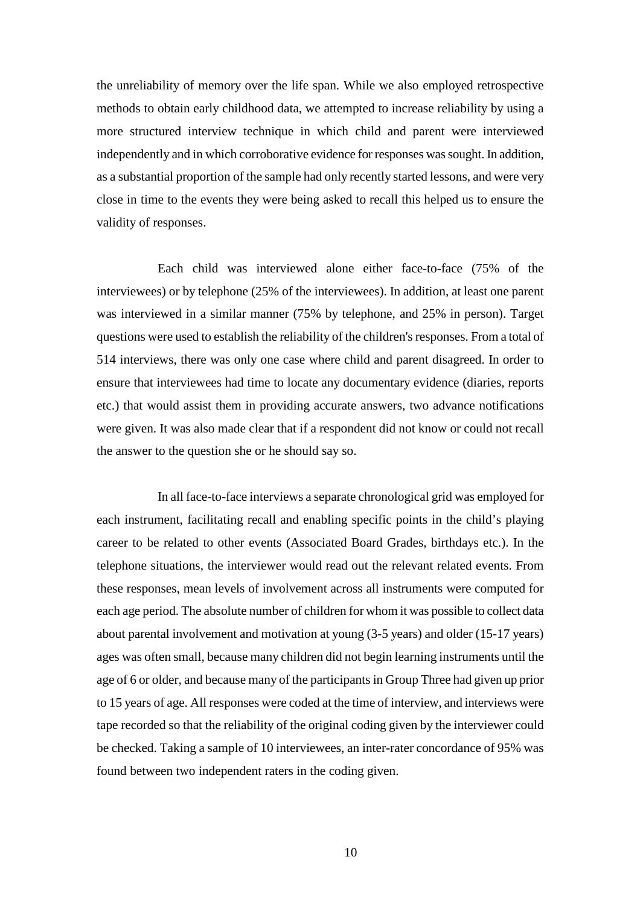the unreliability of memory over the life span. While we also employed retrospective methods to obtain early childhood data, we attempted to increase reliability by using a more structured interview technique in which child and parent were interviewed independently and in which corroborative evidence for responses was sought. In addition, as a substantial proportion of the sample had only recently started lessons, and were very close in time to the events they were being asked to recall this helped us to ensure the validity of responses.

Each child was interviewed alone either face-to-face (75% of the interviewees) or by telephone (25% of the interviewees). In addition, at least one parent was interviewed in a similar manner (75% by telephone, and 25% in person). Target questions were used to establish the reliability of the children's responses. From a total of 514 interviews, there was only one case where child and parent disagreed. In order to ensure that interviewees had time to locate any documentary evidence (diaries, reports etc.) that would assist them in providing accurate answers, two advance notifications were given. It was also made clear that if a respondent did not know or could not recall the answer to the question she or he should say so.

In all face-to-face interviews a separate chronological grid was employed for each instrument, facilitating recall and enabling specific points in the child's playing career to be related to other events (Associated Board Grades, birthdays etc.). In the telephone situations, the interviewer would read out the relevant related events. From these responses, mean levels of involvement across all instruments were computed for each age period. The absolute number of children for whom it was possible to collect data about parental involvement and motivation at young (3-5 years) and older (15-17 years) ages was often small, because many children did not begin learning instruments until the age of 6 or older, and because many of the participants in Group Three had given up prior to 15 years of age. All responses were coded at the time of interview, and interviews were tape recorded so that the reliability of the original coding given by the interviewer could be checked. Taking a sample of 10 interviewees, an inter-rater concordance of 95% was found between two independent raters in the coding given.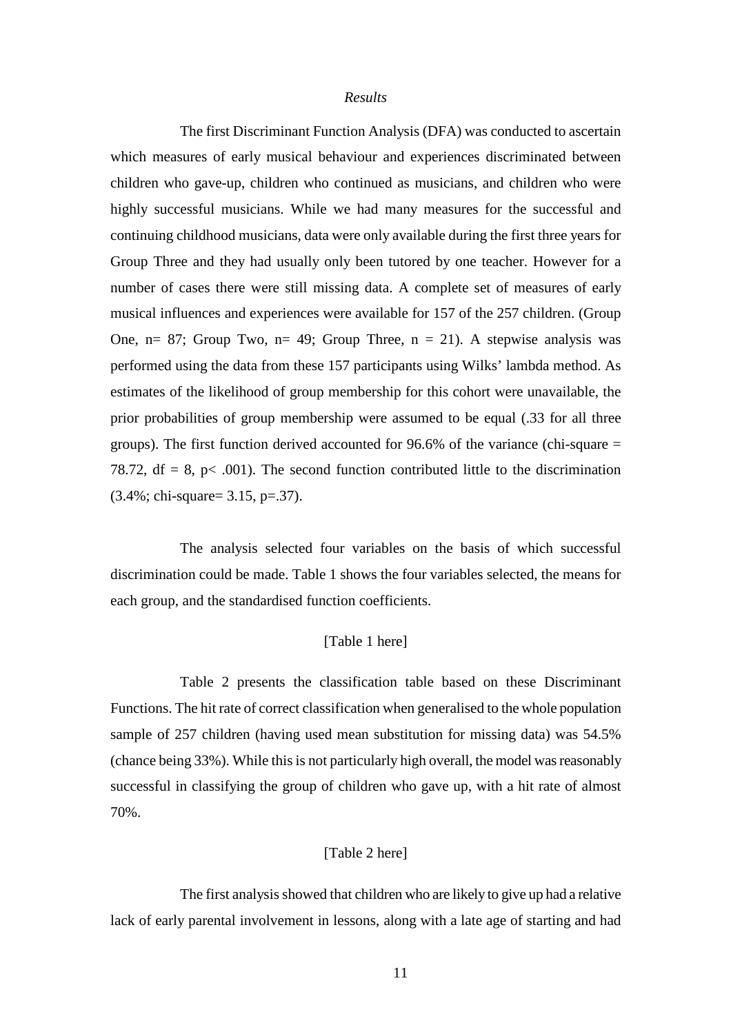## *Results*

The first Discriminant Function Analysis (DFA) was conducted to ascertain which measures of early musical behaviour and experiences discriminated between children who gave-up, children who continued as musicians, and children who were highly successful musicians. While we had many measures for the successful and continuing childhood musicians, data were only available during the first three years for Group Three and they had usually only been tutored by one teacher. However for a number of cases there were still missing data. A complete set of measures of early musical influences and experiences were available for 157 of the 257 children. (Group One, n= 87; Group Two, n= 49; Group Three, n = 21). A stepwise analysis was performed using the data from these 157 participants using Wilks' lambda method. As estimates of the likelihood of group membership for this cohort were unavailable, the prior probabilities of group membership were assumed to be equal (.33 for all three groups). The first function derived accounted for 96.6% of the variance (chi-square = 78.72, df = 8, $p< .001$). The second function contributed little to the discrimination (3.4%; chi-square= 3.15, $p=.37$).

The analysis selected four variables on the basis of which successful discrimination could be made. Table 1 shows the four variables selected, the means for each group, and the standardised function coefficients.

[Table 1 here]

Table 2 presents the classification table based on these Discriminant Functions. The hit rate of correct classification when generalised to the whole population sample of 257 children (having used mean substitution for missing data) was 54.5% (chance being 33%). While this is not particularly high overall, the model was reasonably successful in classifying the group of children who gave up, with a hit rate of almost 70%.

[Table 2 here]

The first analysis showed that children who are likely to give up had a relative lack of early parental involvement in lessons, along with a late age of starting and had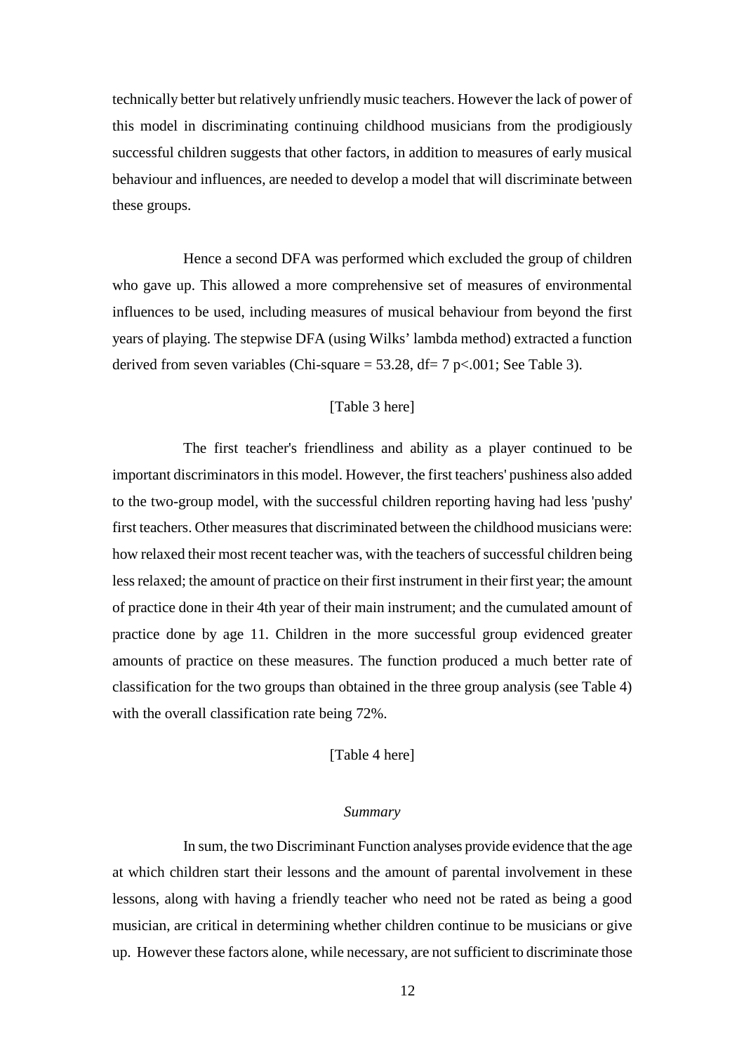technically better but relatively unfriendly music teachers. However the lack of power of this model in discriminating continuing childhood musicians from the prodigiously successful children suggests that other factors, in addition to measures of early musical behaviour and influences, are needed to develop a model that will discriminate between these groups.

Hence a second DFA was performed which excluded the group of children who gave up. This allowed a more comprehensive set of measures of environmental influences to be used, including measures of musical behaviour from beyond the first years of playing. The stepwise DFA (using Wilks' lambda method) extracted a function derived from seven variables (Chi-square = 53.28, df= 7 $p<.001$; See Table 3).

[Table 3 here]

The first teacher's friendliness and ability as a player continued to be important discriminators in this model. However, the first teachers' pushiness also added to the two-group model, with the successful children reporting having had less 'pushy' first teachers. Other measures that discriminated between the childhood musicians were: how relaxed their most recent teacher was, with the teachers of successful children being less relaxed; the amount of practice on their first instrument in their first year; the amount of practice done in their 4th year of their main instrument; and the cumulated amount of practice done by age 11. Children in the more successful group evidenced greater amounts of practice on these measures. The function produced a much better rate of classification for the two groups than obtained in the three group analysis (see Table 4) with the overall classification rate being 72%.

[Table 4 here]

*Summary*

In sum, the two Discriminant Function analyses provide evidence that the age at which children start their lessons and the amount of parental involvement in these lessons, along with having a friendly teacher who need not be rated as being a good musician, are critical in determining whether children continue to be musicians or give up. However these factors alone, while necessary, are not sufficient to discriminate those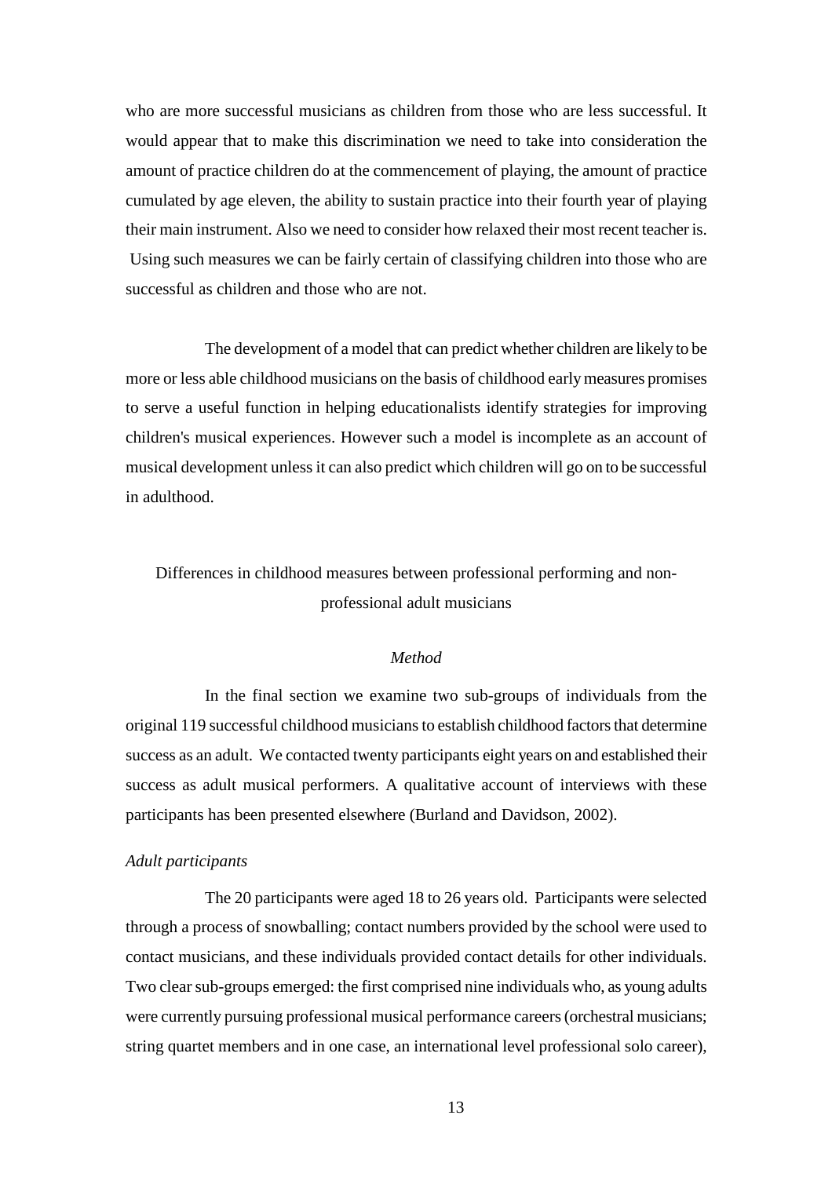who are more successful musicians as children from those who are less successful. It would appear that to make this discrimination we need to take into consideration the amount of practice children do at the commencement of playing, the amount of practice cumulated by age eleven, the ability to sustain practice into their fourth year of playing their main instrument. Also we need to consider how relaxed their most recent teacher is. Using such measures we can be fairly certain of classifying children into those who are successful as children and those who are not.

The development of a model that can predict whether children are likely to be more or less able childhood musicians on the basis of childhood early measures promises to serve a useful function in helping educationalists identify strategies for improving children's musical experiences. However such a model is incomplete as an account of musical development unless it can also predict which children will go on to be successful in adulthood.

## Differences in childhood measures between professional performing and non-professional adult musicians

### *Method*

In the final section we examine two sub-groups of individuals from the original 119 successful childhood musicians to establish childhood factors that determine success as an adult. We contacted twenty participants eight years on and established their success as adult musical performers. A qualitative account of interviews with these participants has been presented elsewhere (Burland and Davidson, 2002).

#### *Adult participants*

The 20 participants were aged 18 to 26 years old. Participants were selected through a process of snowballing; contact numbers provided by the school were used to contact musicians, and these individuals provided contact details for other individuals. Two clear sub-groups emerged: the first comprised nine individuals who, as young adults were currently pursuing professional musical performance careers (orchestral musicians; string quartet members and in one case, an international level professional solo career),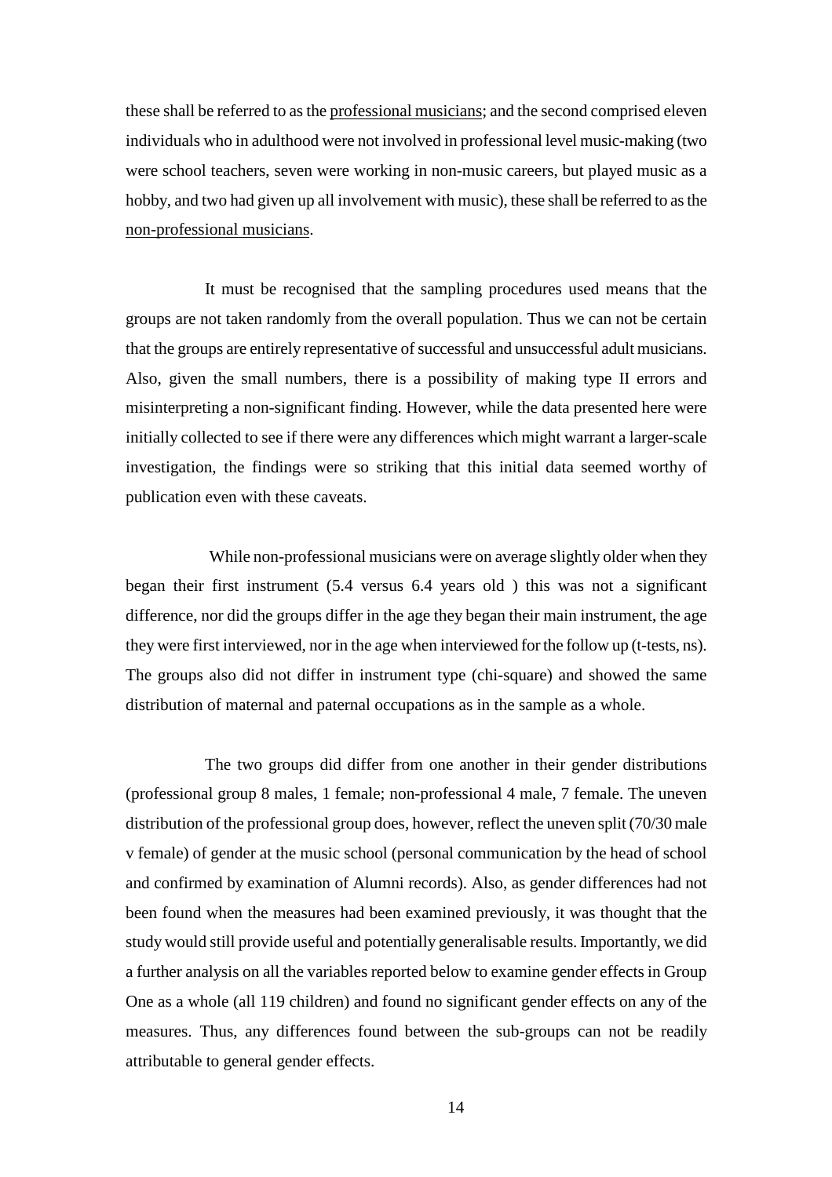these shall be referred to as the professional musicians; and the second comprised eleven individuals who in adulthood were not involved in professional level music-making (two were school teachers, seven were working in non-music careers, but played music as a hobby, and two had given up all involvement with music), these shall be referred to as the non-professional musicians.

It must be recognised that the sampling procedures used means that the groups are not taken randomly from the overall population. Thus we can not be certain that the groups are entirely representative of successful and unsuccessful adult musicians. Also, given the small numbers, there is a possibility of making type II errors and misinterpreting a non-significant finding. However, while the data presented here were initially collected to see if there were any differences which might warrant a larger-scale investigation, the findings were so striking that this initial data seemed worthy of publication even with these caveats.

While non-professional musicians were on average slightly older when they began their first instrument (5.4 versus 6.4 years old ) this was not a significant difference, nor did the groups differ in the age they began their main instrument, the age they were first interviewed, nor in the age when interviewed for the follow up (t-tests, ns). The groups also did not differ in instrument type (chi-square) and showed the same distribution of maternal and paternal occupations as in the sample as a whole.

The two groups did differ from one another in their gender distributions (professional group 8 males, 1 female; non-professional 4 male, 7 female. The uneven distribution of the professional group does, however, reflect the uneven split (70/30 male v female) of gender at the music school (personal communication by the head of school and confirmed by examination of Alumni records). Also, as gender differences had not been found when the measures had been examined previously, it was thought that the study would still provide useful and potentially generalisable results. Importantly, we did a further analysis on all the variables reported below to examine gender effects in Group One as a whole (all 119 children) and found no significant gender effects on any of the measures. Thus, any differences found between the sub-groups can not be readily attributable to general gender effects.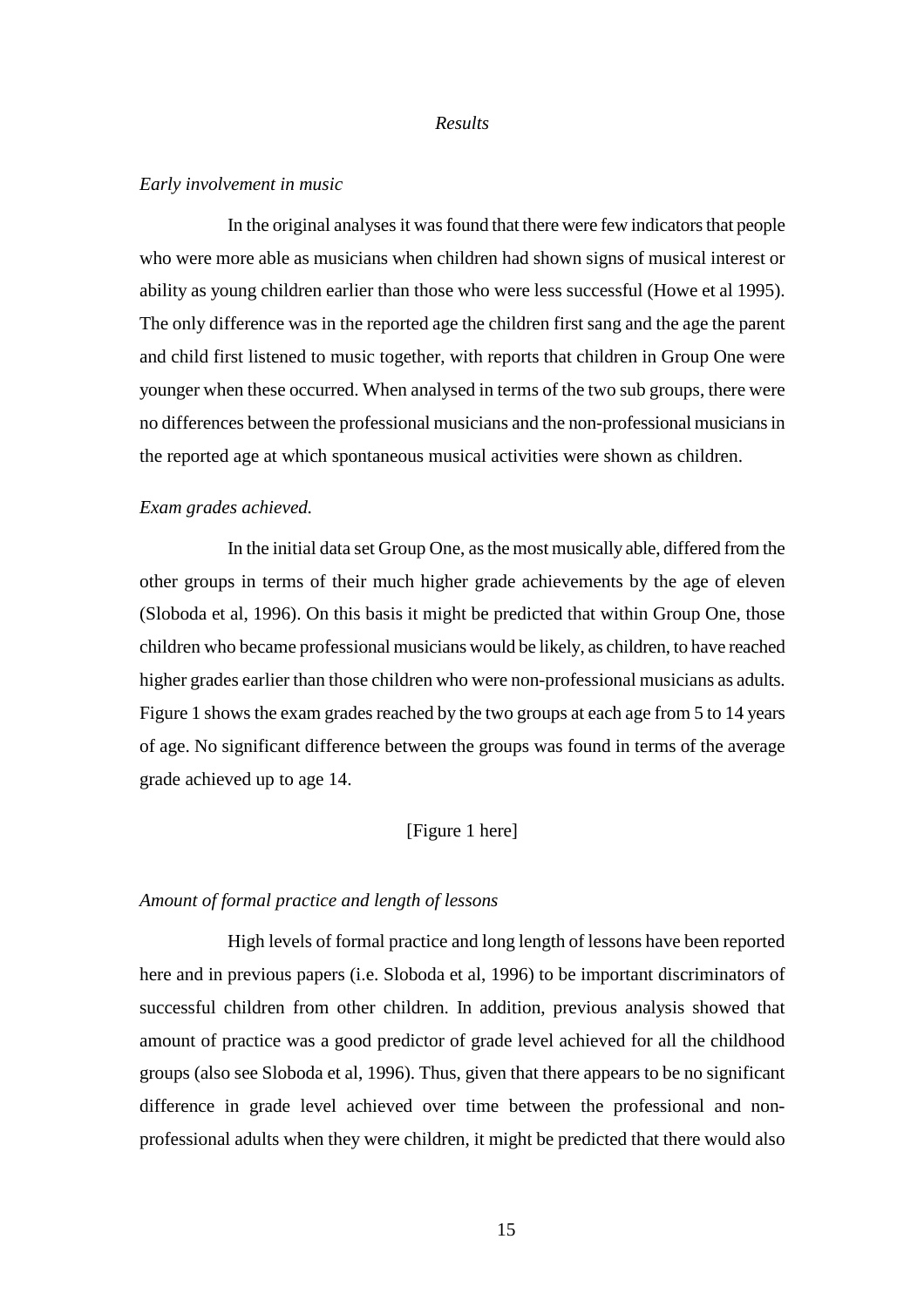*Results*

*Early involvement in music*

In the original analyses it was found that there were few indicators that people who were more able as musicians when children had shown signs of musical interest or ability as young children earlier than those who were less successful (Howe et al 1995). The only difference was in the reported age the children first sang and the age the parent and child first listened to music together, with reports that children in Group One were younger when these occurred. When analysed in terms of the two sub groups, there were no differences between the professional musicians and the non-professional musicians in the reported age at which spontaneous musical activities were shown as children.

*Exam grades achieved.*

In the initial data set Group One, as the most musically able, differed from the other groups in terms of their much higher grade achievements by the age of eleven (Sloboda et al, 1996). On this basis it might be predicted that within Group One, those children who became professional musicians would be likely, as children, to have reached higher grades earlier than those children who were non-professional musicians as adults. Figure 1 shows the exam grades reached by the two groups at each age from 5 to 14 years of age. No significant difference between the groups was found in terms of the average grade achieved up to age 14.

[Figure 1 here]

*Amount of formal practice and length of lessons*

High levels of formal practice and long length of lessons have been reported here and in previous papers (i.e. Sloboda et al, 1996) to be important discriminators of successful children from other children. In addition, previous analysis showed that amount of practice was a good predictor of grade level achieved for all the childhood groups (also see Sloboda et al, 1996). Thus, given that there appears to be no significant difference in grade level achieved over time between the professional and non-professional adults when they were children, it might be predicted that there would also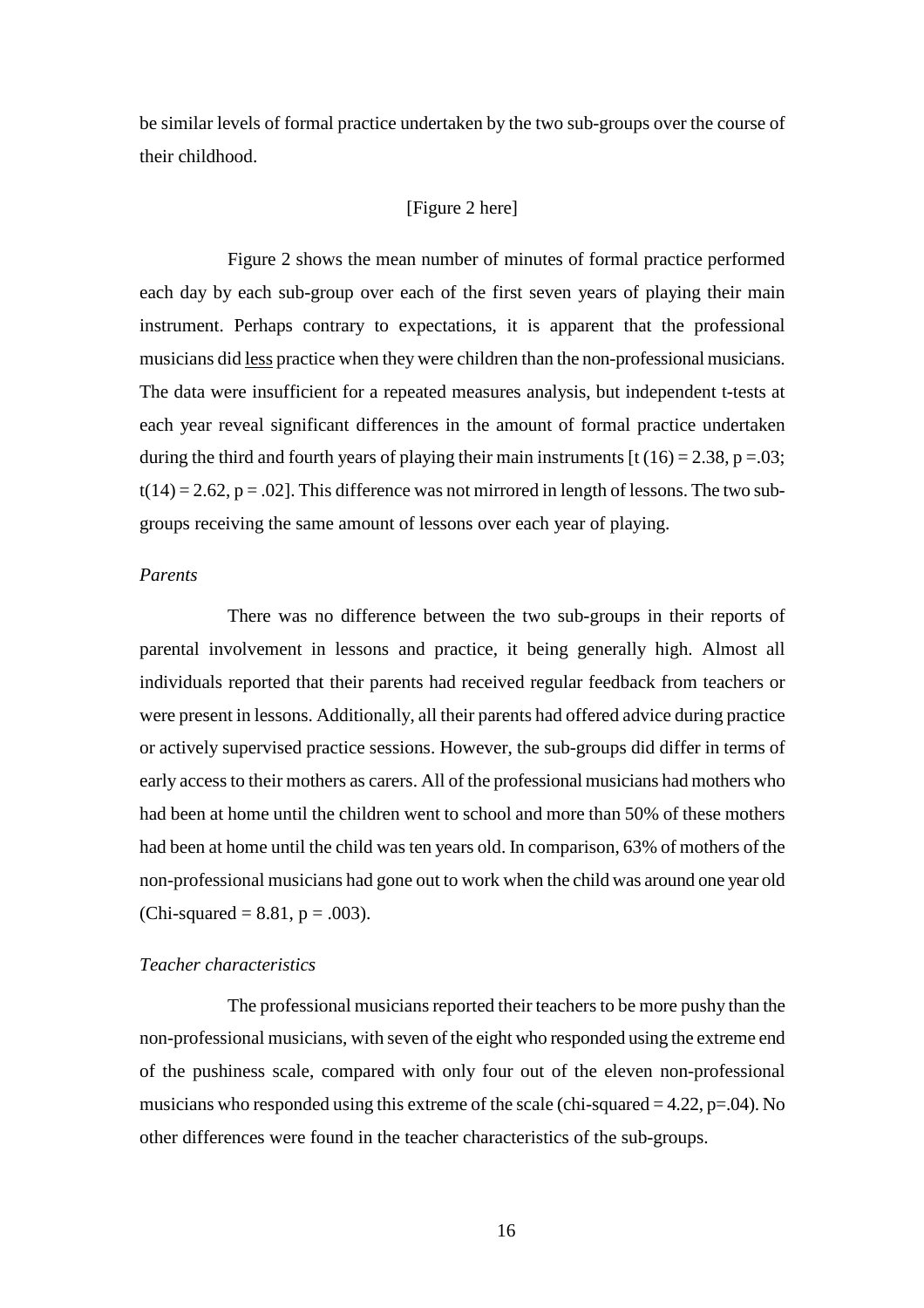be similar levels of formal practice undertaken by the two sub-groups over the course of their childhood.

[Figure 2 here]

Figure 2 shows the mean number of minutes of formal practice performed each day by each sub-group over each of the first seven years of playing their main instrument. Perhaps contrary to expectations, it is apparent that the professional musicians did <u>less</u> practice when they were children than the non-professional musicians. The data were insufficient for a repeated measures analysis, but independent t-tests at each year reveal significant differences in the amount of formal practice undertaken during the third and fourth years of playing their main instruments [$t(16) = 2.38$, $p = .03$; $t(14) = 2.62$, $p = .02$]. This difference was not mirrored in length of lessons. The two sub-groups receiving the same amount of lessons over each year of playing.

*Parents*

There was no difference between the two sub-groups in their reports of parental involvement in lessons and practice, it being generally high. Almost all individuals reported that their parents had received regular feedback from teachers or were present in lessons. Additionally, all their parents had offered advice during practice or actively supervised practice sessions. However, the sub-groups did differ in terms of early access to their mothers as carers. All of the professional musicians had mothers who had been at home until the children went to school and more than 50% of these mothers had been at home until the child was ten years old. In comparison, 63% of mothers of the non-professional musicians had gone out to work when the child was around one year old (Chi-squared = 8.81, $p = .003$).

*Teacher characteristics*

The professional musicians reported their teachers to be more pushy than the non-professional musicians, with seven of the eight who responded using the extreme end of the pushiness scale, compared with only four out of the eleven non-professional musicians who responded using this extreme of the scale (chi-squared = 4.22, $p=.04$). No other differences were found in the teacher characteristics of the sub-groups.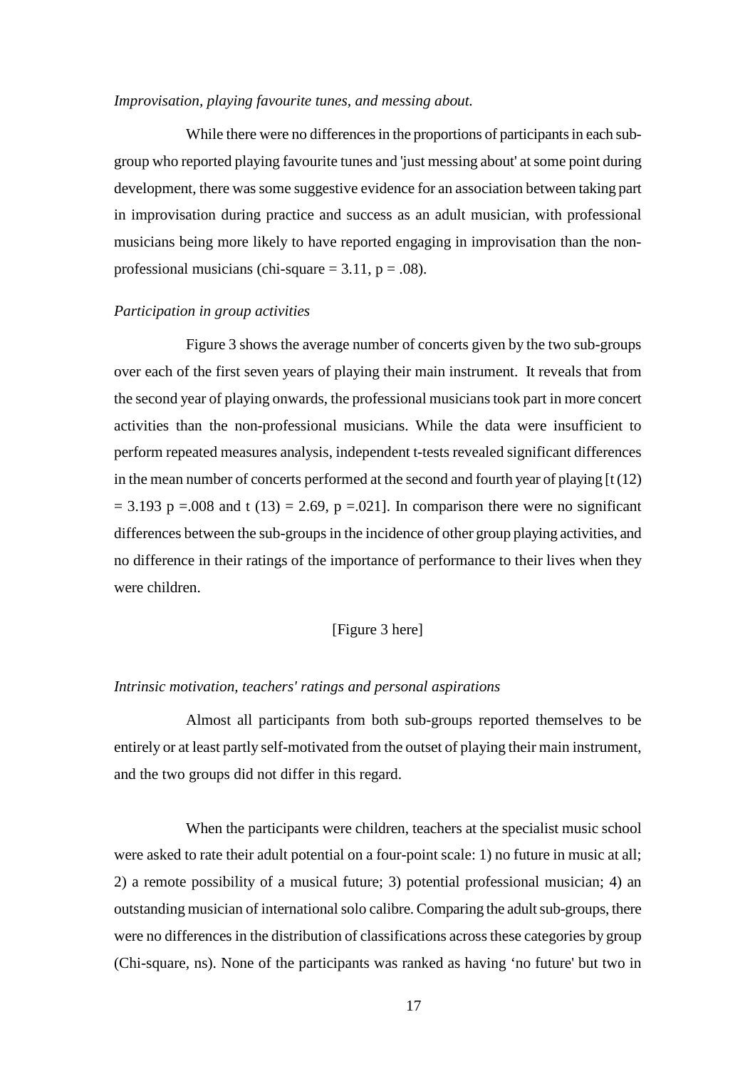*Improvisation, playing favourite tunes, and messing about.*

While there were no differences in the proportions of participants in each sub-group who reported playing favourite tunes and 'just messing about' at some point during development, there was some suggestive evidence for an association between taking part in improvisation during practice and success as an adult musician, with professional musicians being more likely to have reported engaging in improvisation than the non-professional musicians (chi-square = 3.11, $p = .08$).

*Participation in group activities*

Figure 3 shows the average number of concerts given by the two sub-groups over each of the first seven years of playing their main instrument. It reveals that from the second year of playing onwards, the professional musicians took part in more concert activities than the non-professional musicians. While the data were insufficient to perform repeated measures analysis, independent t-tests revealed significant differences in the mean number of concerts performed at the second and fourth year of playing [$t(12) = 3.193$ $p = .008$ and $t(13) = 2.69$, $p = .021$]. In comparison there were no significant differences between the sub-groups in the incidence of other group playing activities, and no difference in their ratings of the importance of performance to their lives when they were children.

[Figure 3 here]

*Intrinsic motivation, teachers' ratings and personal aspirations*

Almost all participants from both sub-groups reported themselves to be entirely or at least partly self-motivated from the outset of playing their main instrument, and the two groups did not differ in this regard.

When the participants were children, teachers at the specialist music school were asked to rate their adult potential on a four-point scale: 1) no future in music at all; 2) a remote possibility of a musical future; 3) potential professional musician; 4) an outstanding musician of international solo calibre. Comparing the adult sub-groups, there were no differences in the distribution of classifications across these categories by group (Chi-square, ns). None of the participants was ranked as having 'no future' but two in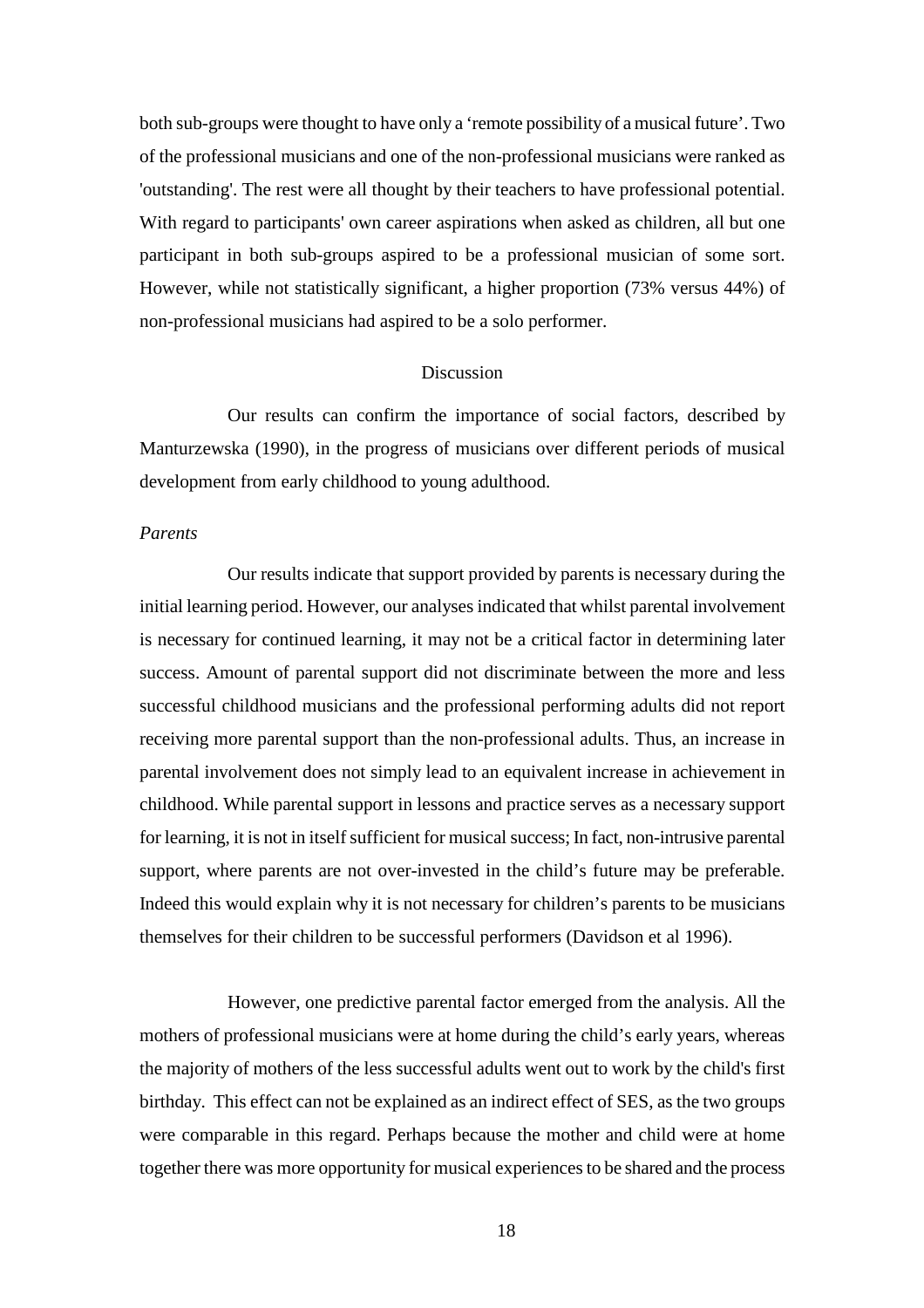both sub-groups were thought to have only a 'remote possibility of a musical future'. Two of the professional musicians and one of the non-professional musicians were ranked as 'outstanding'. The rest were all thought by their teachers to have professional potential. With regard to participants' own career aspirations when asked as children, all but one participant in both sub-groups aspired to be a professional musician of some sort. However, while not statistically significant, a higher proportion (73% versus 44%) of non-professional musicians had aspired to be a solo performer.

## Discussion

Our results can confirm the importance of social factors, described by Manturzewska (1990), in the progress of musicians over different periods of musical development from early childhood to young adulthood.

*Parents*

Our results indicate that support provided by parents is necessary during the initial learning period. However, our analyses indicated that whilst parental involvement is necessary for continued learning, it may not be a critical factor in determining later success. Amount of parental support did not discriminate between the more and less successful childhood musicians and the professional performing adults did not report receiving more parental support than the non-professional adults. Thus, an increase in parental involvement does not simply lead to an equivalent increase in achievement in childhood. While parental support in lessons and practice serves as a necessary support for learning, it is not in itself sufficient for musical success; In fact, non-intrusive parental support, where parents are not over-invested in the child's future may be preferable. Indeed this would explain why it is not necessary for children's parents to be musicians themselves for their children to be successful performers (Davidson et al 1996).

However, one predictive parental factor emerged from the analysis. All the mothers of professional musicians were at home during the child's early years, whereas the majority of mothers of the less successful adults went out to work by the child's first birthday. This effect can not be explained as an indirect effect of SES, as the two groups were comparable in this regard. Perhaps because the mother and child were at home together there was more opportunity for musical experiences to be shared and the process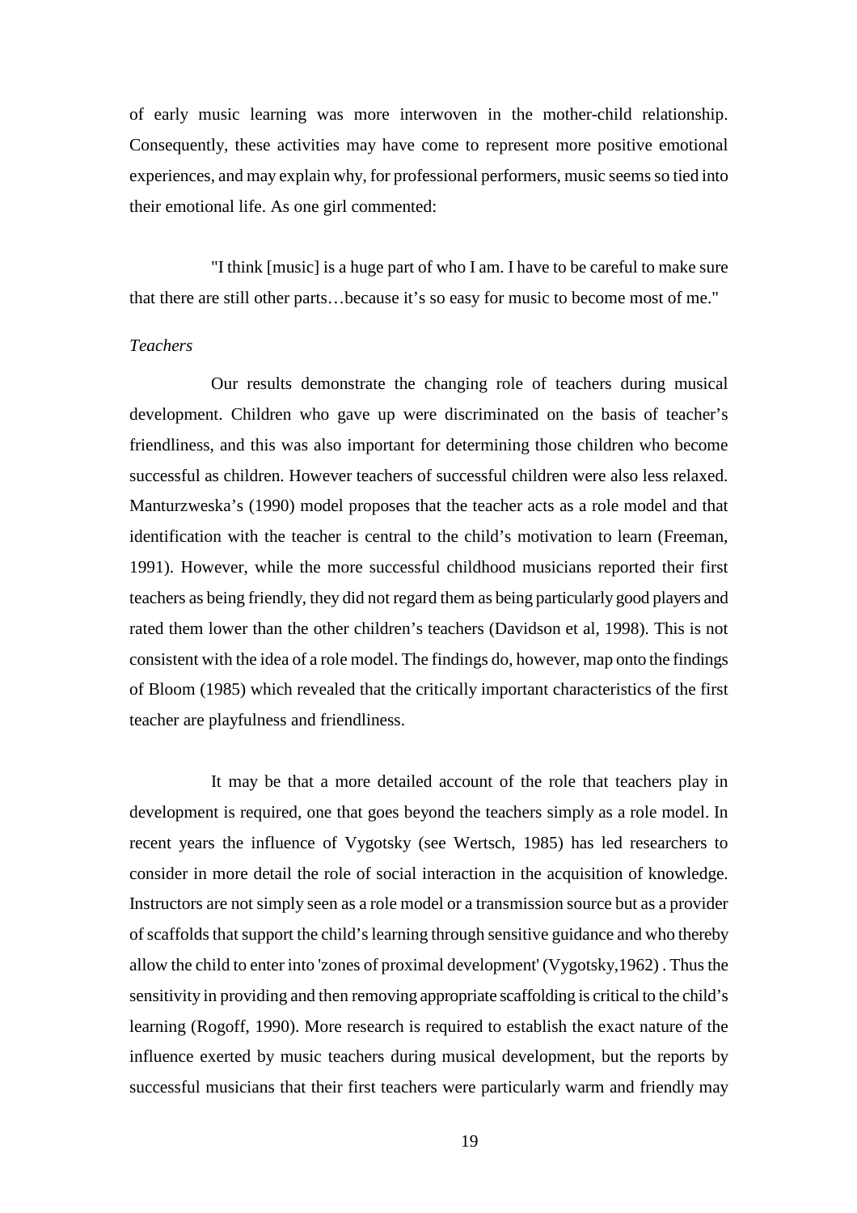of early music learning was more interwoven in the mother-child relationship. Consequently, these activities may have come to represent more positive emotional experiences, and may explain why, for professional performers, music seems so tied into their emotional life. As one girl commented:

"I think [music] is a huge part of who I am. I have to be careful to make sure that there are still other parts…because it's so easy for music to become most of me."

*Teachers*

Our results demonstrate the changing role of teachers during musical development. Children who gave up were discriminated on the basis of teacher's friendliness, and this was also important for determining those children who become successful as children. However teachers of successful children were also less relaxed. Manturzweska's (1990) model proposes that the teacher acts as a role model and that identification with the teacher is central to the child's motivation to learn (Freeman, 1991). However, while the more successful childhood musicians reported their first teachers as being friendly, they did not regard them as being particularly good players and rated them lower than the other children's teachers (Davidson et al, 1998). This is not consistent with the idea of a role model. The findings do, however, map onto the findings of Bloom (1985) which revealed that the critically important characteristics of the first teacher are playfulness and friendliness.

It may be that a more detailed account of the role that teachers play in development is required, one that goes beyond the teachers simply as a role model. In recent years the influence of Vygotsky (see Wertsch, 1985) has led researchers to consider in more detail the role of social interaction in the acquisition of knowledge. Instructors are not simply seen as a role model or a transmission source but as a provider of scaffolds that support the child's learning through sensitive guidance and who thereby allow the child to enter into 'zones of proximal development' (Vygotsky,1962) . Thus the sensitivity in providing and then removing appropriate scaffolding is critical to the child's learning (Rogoff, 1990). More research is required to establish the exact nature of the influence exerted by music teachers during musical development, but the reports by successful musicians that their first teachers were particularly warm and friendly may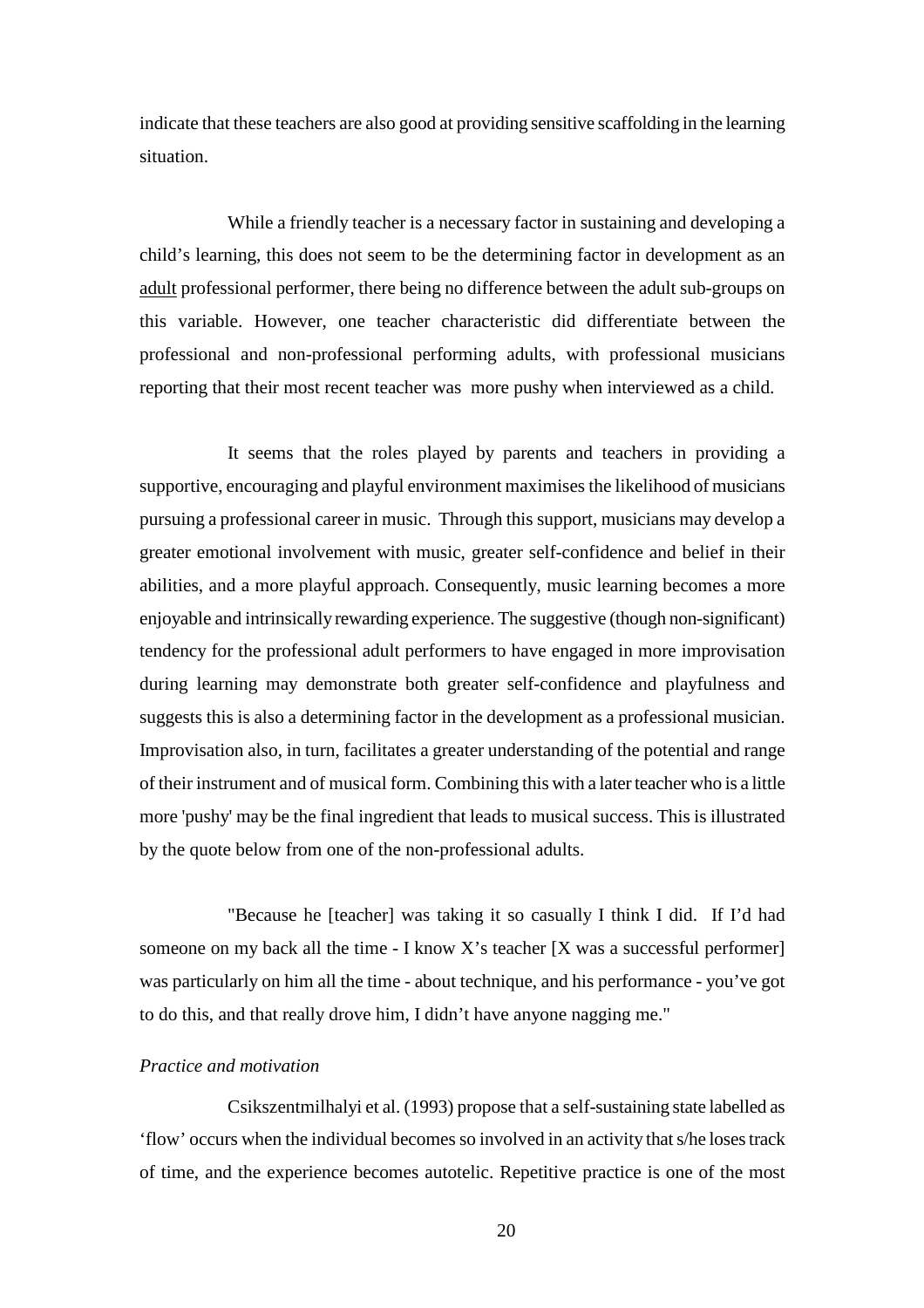indicate that these teachers are also good at providing sensitive scaffolding in the learning situation.

While a friendly teacher is a necessary factor in sustaining and developing a child's learning, this does not seem to be the determining factor in development as an <u>adult</u> professional performer, there being no difference between the adult sub-groups on this variable. However, one teacher characteristic did differentiate between the professional and non-professional performing adults, with professional musicians reporting that their most recent teacher was more pushy when interviewed as a child.

It seems that the roles played by parents and teachers in providing a supportive, encouraging and playful environment maximises the likelihood of musicians pursuing a professional career in music. Through this support, musicians may develop a greater emotional involvement with music, greater self-confidence and belief in their abilities, and a more playful approach. Consequently, music learning becomes a more enjoyable and intrinsically rewarding experience. The suggestive (though non-significant) tendency for the professional adult performers to have engaged in more improvisation during learning may demonstrate both greater self-confidence and playfulness and suggests this is also a determining factor in the development as a professional musician. Improvisation also, in turn, facilitates a greater understanding of the potential and range of their instrument and of musical form. Combining this with a later teacher who is a little more 'pushy' may be the final ingredient that leads to musical success. This is illustrated by the quote below from one of the non-professional adults.

"Because he [teacher] was taking it so casually I think I did. If I'd had someone on my back all the time - I know X's teacher [X was a successful performer] was particularly on him all the time - about technique, and his performance - you've got to do this, and that really drove him, I didn't have anyone nagging me."

*Practice and motivation*

Csikszentmilhalyi et al. (1993) propose that a self-sustaining state labelled as 'flow' occurs when the individual becomes so involved in an activity that s/he loses track of time, and the experience becomes autotelic. Repetitive practice is one of the most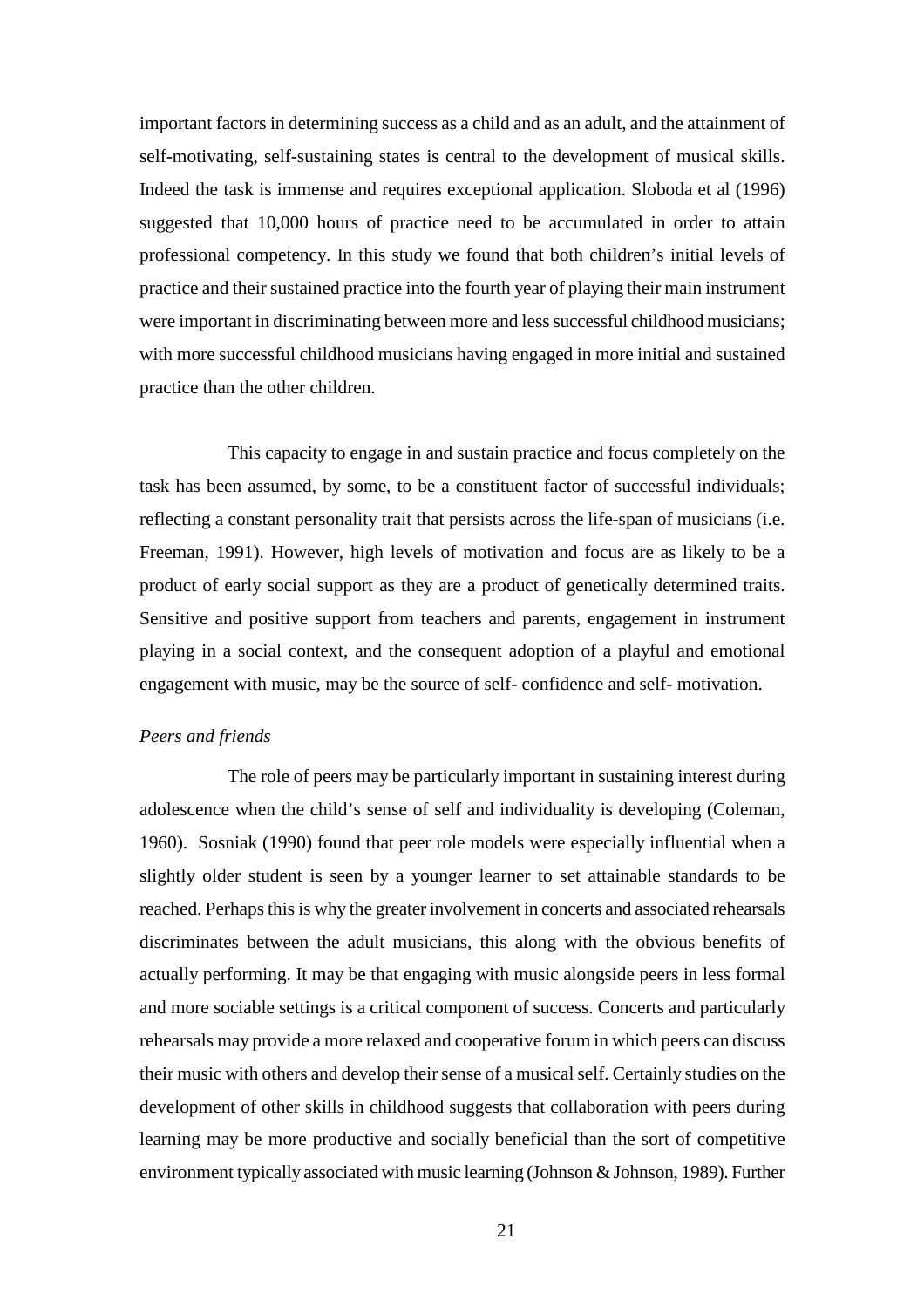important factors in determining success as a child and as an adult, and the attainment of self-motivating, self-sustaining states is central to the development of musical skills. Indeed the task is immense and requires exceptional application. Sloboda et al (1996) suggested that 10,000 hours of practice need to be accumulated in order to attain professional competency. In this study we found that both children's initial levels of practice and their sustained practice into the fourth year of playing their main instrument were important in discriminating between more and less successful <u>childhood</u> musicians; with more successful childhood musicians having engaged in more initial and sustained practice than the other children.

This capacity to engage in and sustain practice and focus completely on the task has been assumed, by some, to be a constituent factor of successful individuals; reflecting a constant personality trait that persists across the life-span of musicians (i.e. Freeman, 1991). However, high levels of motivation and focus are as likely to be a product of early social support as they are a product of genetically determined traits. Sensitive and positive support from teachers and parents, engagement in instrument playing in a social context, and the consequent adoption of a playful and emotional engagement with music, may be the source of self- confidence and self- motivation.

*Peers and friends*

The role of peers may be particularly important in sustaining interest during adolescence when the child's sense of self and individuality is developing (Coleman, 1960). Sosniak (1990) found that peer role models were especially influential when a slightly older student is seen by a younger learner to set attainable standards to be reached. Perhaps this is why the greater involvement in concerts and associated rehearsals discriminates between the adult musicians, this along with the obvious benefits of actually performing. It may be that engaging with music alongside peers in less formal and more sociable settings is a critical component of success. Concerts and particularly rehearsals may provide a more relaxed and cooperative forum in which peers can discuss their music with others and develop their sense of a musical self. Certainly studies on the development of other skills in childhood suggests that collaboration with peers during learning may be more productive and socially beneficial than the sort of competitive environment typically associated with music learning (Johnson & Johnson, 1989). Further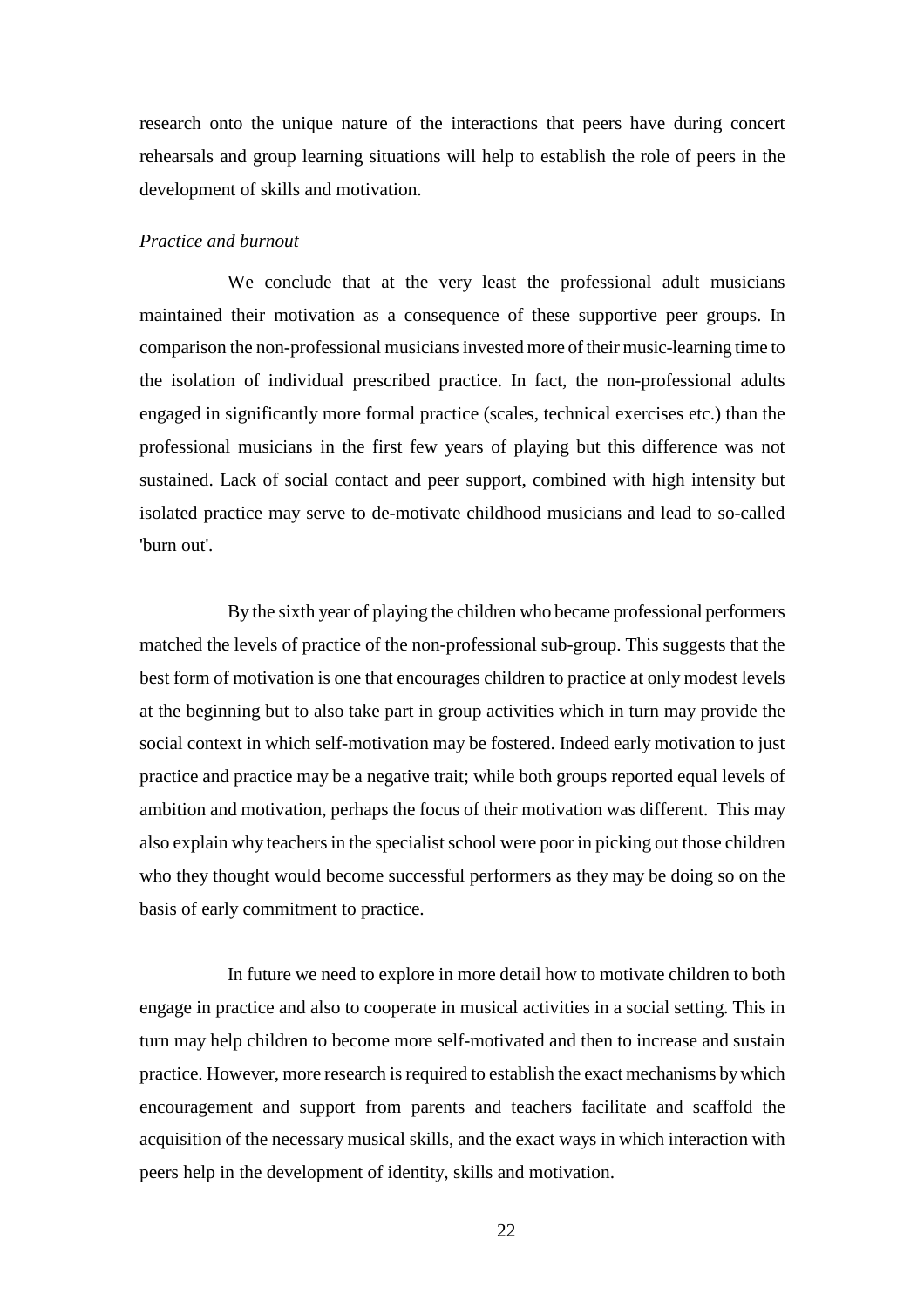research onto the unique nature of the interactions that peers have during concert rehearsals and group learning situations will help to establish the role of peers in the development of skills and motivation.

*Practice and burnout*

We conclude that at the very least the professional adult musicians maintained their motivation as a consequence of these supportive peer groups. In comparison the non-professional musicians invested more of their music-learning time to the isolation of individual prescribed practice. In fact, the non-professional adults engaged in significantly more formal practice (scales, technical exercises etc.) than the professional musicians in the first few years of playing but this difference was not sustained. Lack of social contact and peer support, combined with high intensity but isolated practice may serve to de-motivate childhood musicians and lead to so-called 'burn out'.

By the sixth year of playing the children who became professional performers matched the levels of practice of the non-professional sub-group. This suggests that the best form of motivation is one that encourages children to practice at only modest levels at the beginning but to also take part in group activities which in turn may provide the social context in which self-motivation may be fostered. Indeed early motivation to just practice and practice may be a negative trait; while both groups reported equal levels of ambition and motivation, perhaps the focus of their motivation was different. This may also explain why teachers in the specialist school were poor in picking out those children who they thought would become successful performers as they may be doing so on the basis of early commitment to practice.

In future we need to explore in more detail how to motivate children to both engage in practice and also to cooperate in musical activities in a social setting. This in turn may help children to become more self-motivated and then to increase and sustain practice. However, more research is required to establish the exact mechanisms by which encouragement and support from parents and teachers facilitate and scaffold the acquisition of the necessary musical skills, and the exact ways in which interaction with peers help in the development of identity, skills and motivation.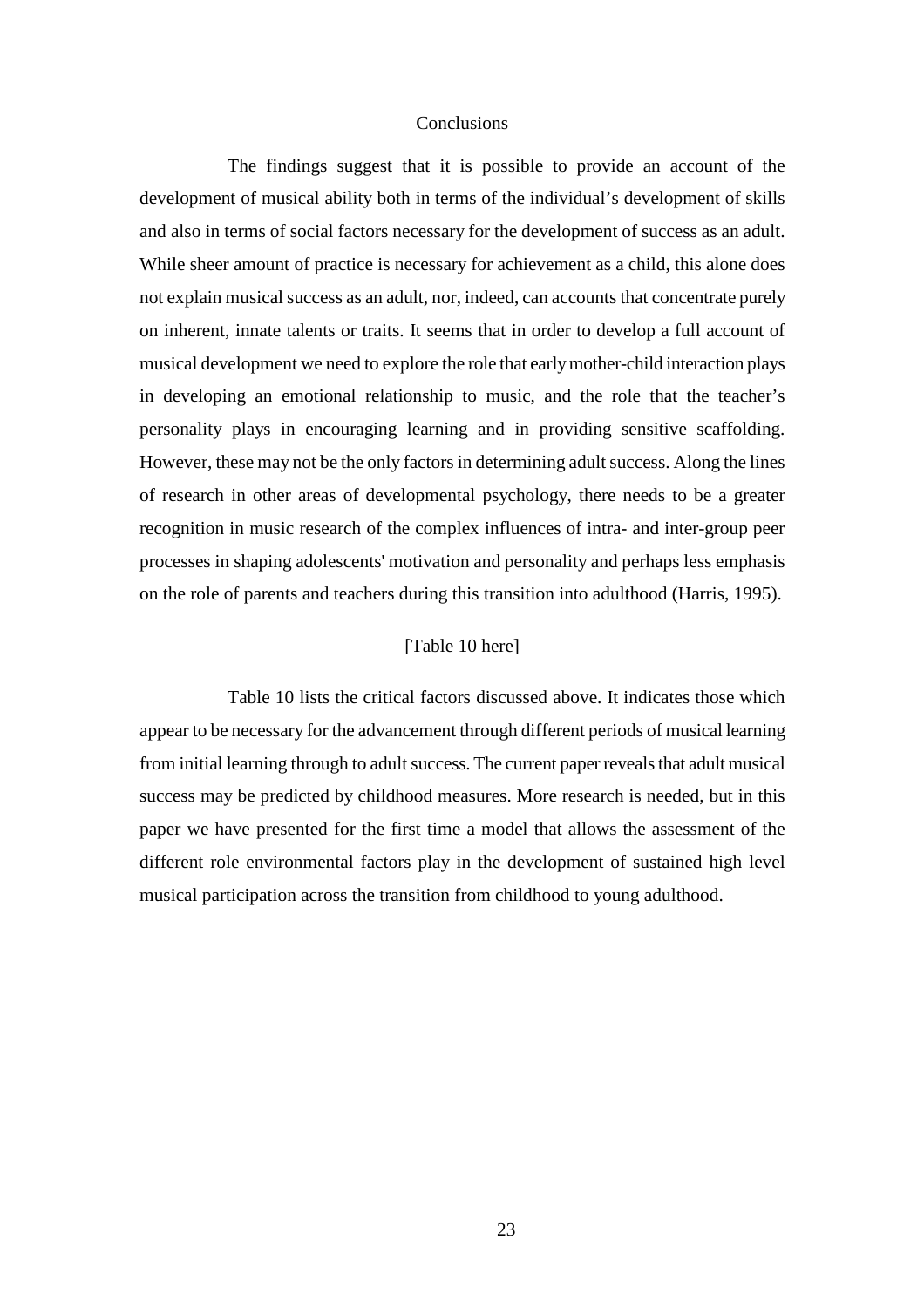## Conclusions

The findings suggest that it is possible to provide an account of the development of musical ability both in terms of the individual's development of skills and also in terms of social factors necessary for the development of success as an adult. While sheer amount of practice is necessary for achievement as a child, this alone does not explain musical success as an adult, nor, indeed, can accounts that concentrate purely on inherent, innate talents or traits. It seems that in order to develop a full account of musical development we need to explore the role that early mother-child interaction plays in developing an emotional relationship to music, and the role that the teacher's personality plays in encouraging learning and in providing sensitive scaffolding. However, these may not be the only factors in determining adult success. Along the lines of research in other areas of developmental psychology, there needs to be a greater recognition in music research of the complex influences of intra- and inter-group peer processes in shaping adolescents' motivation and personality and perhaps less emphasis on the role of parents and teachers during this transition into adulthood (Harris, 1995).

[Table 10 here]

Table 10 lists the critical factors discussed above. It indicates those which appear to be necessary for the advancement through different periods of musical learning from initial learning through to adult success. The current paper reveals that adult musical success may be predicted by childhood measures. More research is needed, but in this paper we have presented for the first time a model that allows the assessment of the different role environmental factors play in the development of sustained high level musical participation across the transition from childhood to young adulthood.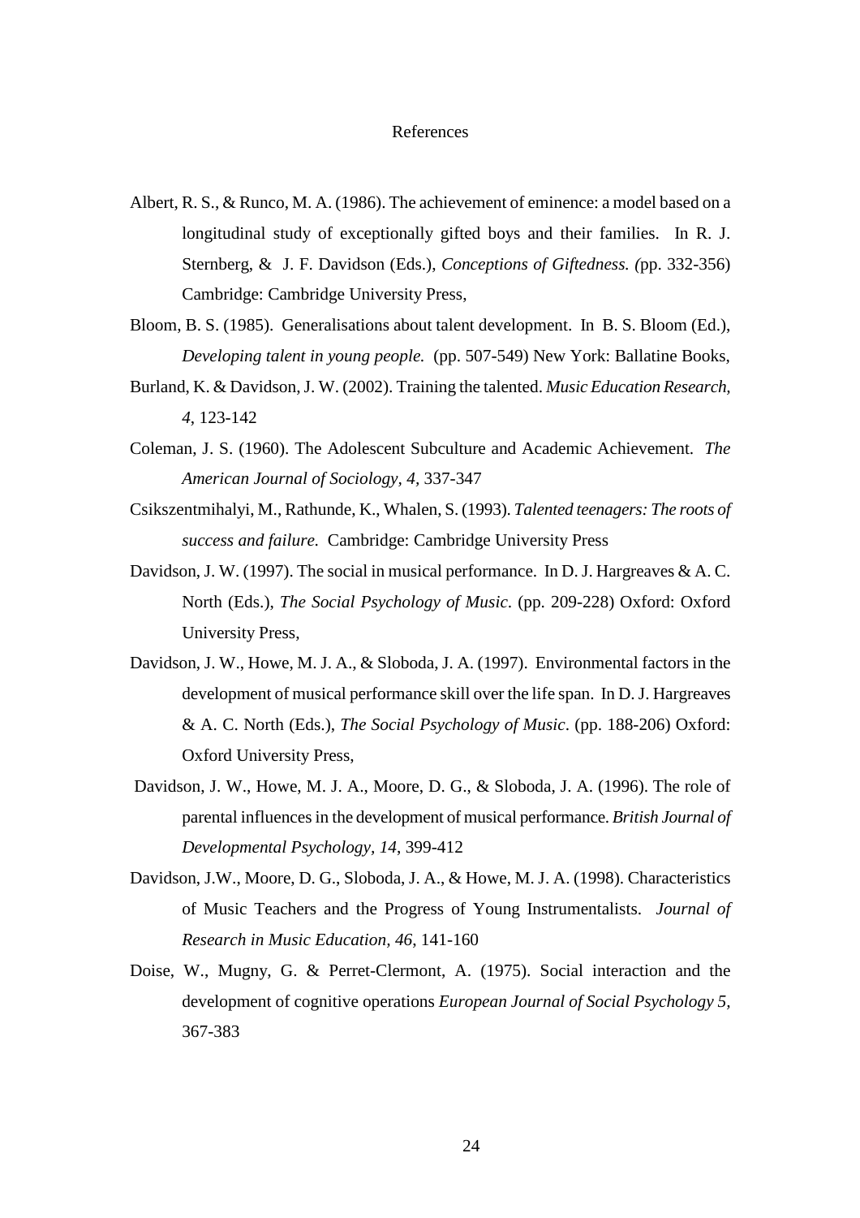# References

Albert, R. S., & Runco, M. A. (1986). The achievement of eminence: a model based on a longitudinal study of exceptionally gifted boys and their families. In R. J. Sternberg, & J. F. Davidson (Eds.), *Conceptions of Giftedness. (*pp. 332-356) Cambridge: Cambridge University Press,

Bloom, B. S. (1985). Generalisations about talent development. In B. S. Bloom (Ed.), *Developing talent in young people.* (pp. 507-549) New York: Ballatine Books,

Burland, K. & Davidson, J. W. (2002). Training the talented. *Music Education Research, 4*, 123-142

Coleman, J. S. (1960). The Adolescent Subculture and Academic Achievement. *The American Journal of Sociology, 4,* 337-347

Csikszentmihalyi, M., Rathunde, K., Whalen, S. (1993). *Talented teenagers: The roots of success and failure.* Cambridge: Cambridge University Press

Davidson, J. W. (1997). The social in musical performance. In D. J. Hargreaves & A. C. North (Eds.), *The Social Psychology of Music*. (pp. 209-228) Oxford: Oxford University Press,

Davidson, J. W., Howe, M. J. A., & Sloboda, J. A. (1997). Environmental factors in the development of musical performance skill over the life span. In D. J. Hargreaves & A. C. North (Eds.), *The Social Psychology of Music*. (pp. 188-206) Oxford: Oxford University Press,

Davidson, J. W., Howe, M. J. A., Moore, D. G., & Sloboda, J. A. (1996). The role of parental influences in the development of musical performance. *British Journal of Developmental Psychology, 14,* 399-412

Davidson, J.W., Moore, D. G., Sloboda, J. A., & Howe, M. J. A. (1998). Characteristics of Music Teachers and the Progress of Young Instrumentalists. *Journal of Research in Music Education, 46,* 141-160

Doise, W., Mugny, G. & Perret-Clermont, A. (1975). Social interaction and the development of cognitive operations *European Journal of Social Psychology 5,* 367-383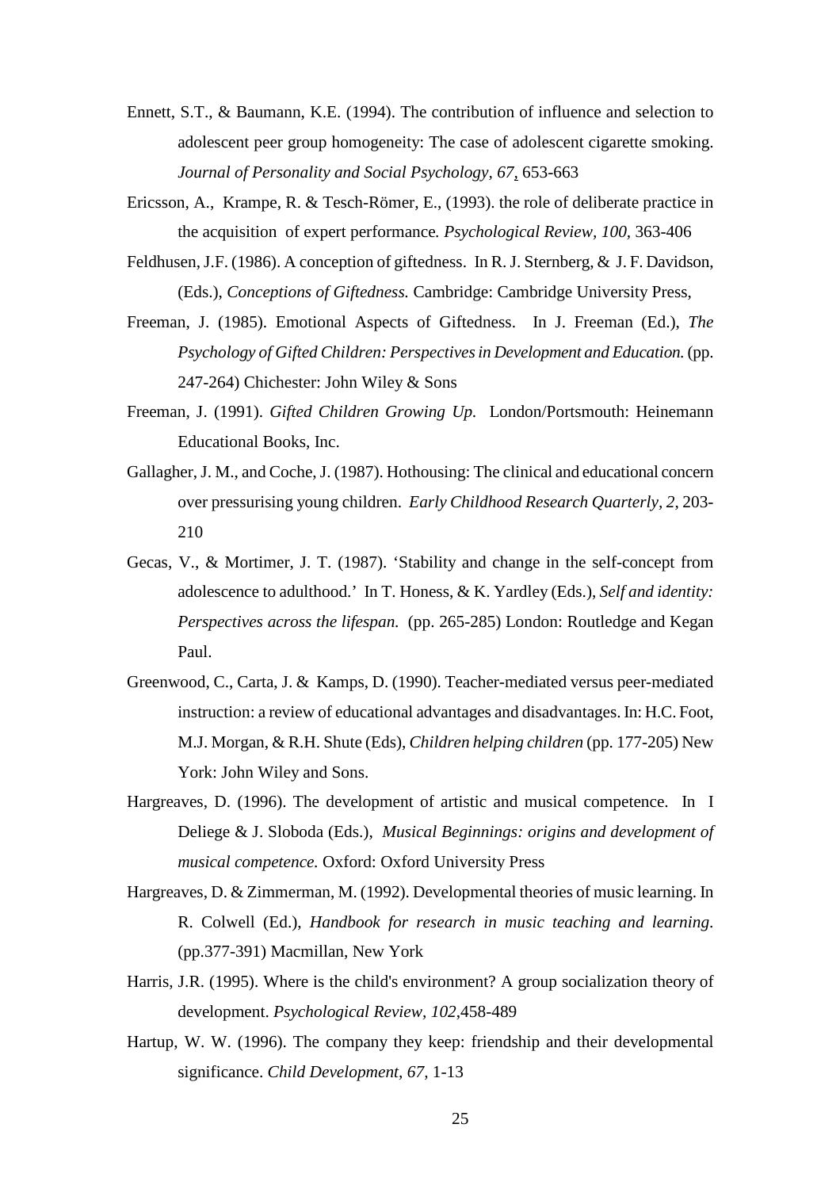Ennett, S.T., & Baumann, K.E. (1994). The contribution of influence and selection to adolescent peer group homogeneity: The case of adolescent cigarette smoking. *Journal of Personality and Social Psychology, 67*, 653-663

Ericsson, A., Krampe, R. & Tesch-Römer, E., (1993). the role of deliberate practice in the acquisition of expert performance*. Psychological Review, 100,* 363-406

Feldhusen, J.F. (1986). A conception of giftedness. In R. J. Sternberg, & J. F. Davidson, (Eds.), *Conceptions of Giftedness.* Cambridge: Cambridge University Press,

Freeman, J. (1985). Emotional Aspects of Giftedness. In J. Freeman (Ed.), *The Psychology of Gifted Children: Perspectives in Development and Education.* (pp. 247-264) Chichester: John Wiley & Sons

Freeman, J. (1991). *Gifted Children Growing Up.* London/Portsmouth: Heinemann Educational Books, Inc.

Gallagher, J. M., and Coche, J. (1987). Hothousing: The clinical and educational concern over pressurising young children. *Early Childhood Research Quarterly, 2,* 203-210

Gecas, V., & Mortimer, J. T. (1987). 'Stability and change in the self-concept from adolescence to adulthood.' In T. Honess, & K. Yardley (Eds.), *Self and identity: Perspectives across the lifespan.* (pp. 265-285) London: Routledge and Kegan Paul.

Greenwood, C., Carta, J. & Kamps, D. (1990). Teacher-mediated versus peer-mediated instruction: a review of educational advantages and disadvantages. In: H.C. Foot, M.J. Morgan, & R.H. Shute (Eds), *Children helping children* (pp. 177-205) New York: John Wiley and Sons.

Hargreaves, D. (1996). The development of artistic and musical competence. In I Deliege & J. Sloboda (Eds.), *Musical Beginnings: origins and development of musical competence.* Oxford: Oxford University Press

Hargreaves, D. & Zimmerman, M. (1992). Developmental theories of music learning. In R. Colwell (Ed.), *Handbook for research in music teaching and learning*. (pp.377-391) Macmillan, New York

Harris, J.R. (1995). Where is the child's environment? A group socialization theory of development. *Psychological Review, 102*,458-489

Hartup, W. W. (1996). The company they keep: friendship and their developmental significance. *Child Development, 67,* 1-13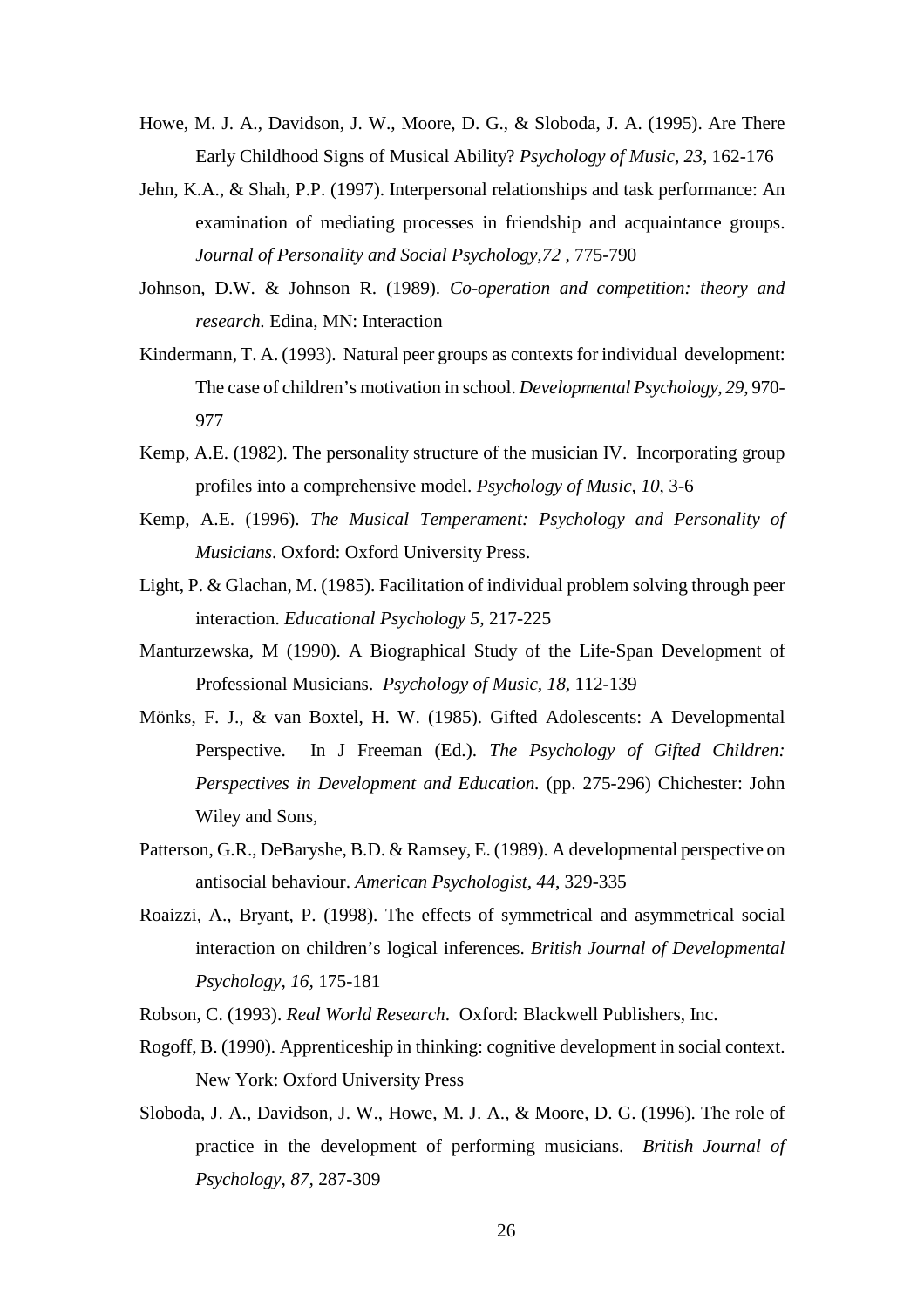Howe, M. J. A., Davidson, J. W., Moore, D. G., & Sloboda, J. A. (1995). Are There Early Childhood Signs of Musical Ability? *Psychology of Music, 23,* 162-176

Jehn, K.A., & Shah, P.P. (1997). Interpersonal relationships and task performance: An examination of mediating processes in friendship and acquaintance groups. *Journal of Personality and Social Psychology,72* , 775-790

Johnson, D.W. & Johnson R. (1989). *Co-operation and competition: theory and research.* Edina, MN: Interaction

Kindermann, T. A. (1993). Natural peer groups as contexts for individual development: The case of children's motivation in school. *Developmental Psychology, 29,* 970-977

Kemp, A.E. (1982). The personality structure of the musician IV. Incorporating group profiles into a comprehensive model. *Psychology of Music, 10,* 3-6

Kemp, A.E. (1996). *The Musical Temperament: Psychology and Personality of Musicians*. Oxford: Oxford University Press.

Light, P. & Glachan, M. (1985). Facilitation of individual problem solving through peer interaction. *Educational Psychology 5,* 217-225

Manturzewska, M (1990). A Biographical Study of the Life-Span Development of Professional Musicians. *Psychology of Music, 18,* 112-139

Mönks, F. J., & van Boxtel, H. W. (1985). Gifted Adolescents: A Developmental Perspective. In J Freeman (Ed.). *The Psychology of Gifted Children: Perspectives in Development and Education.* (pp. 275-296) Chichester: John Wiley and Sons,

Patterson, G.R., DeBaryshe, B.D. & Ramsey, E. (1989). A developmental perspective on antisocial behaviour. *American Psychologist, 44,* 329-335

Roaizzi, A., Bryant, P. (1998). The effects of symmetrical and asymmetrical social interaction on children's logical inferences. *British Journal of Developmental Psychology, 16,* 175-181

Robson, C. (1993). *Real World Research*. Oxford: Blackwell Publishers, Inc.

Rogoff, B. (1990). Apprenticeship in thinking: cognitive development in social context. New York: Oxford University Press

Sloboda, J. A., Davidson, J. W., Howe, M. J. A., & Moore, D. G. (1996). The role of practice in the development of performing musicians. *British Journal of Psychology, 87,* 287-309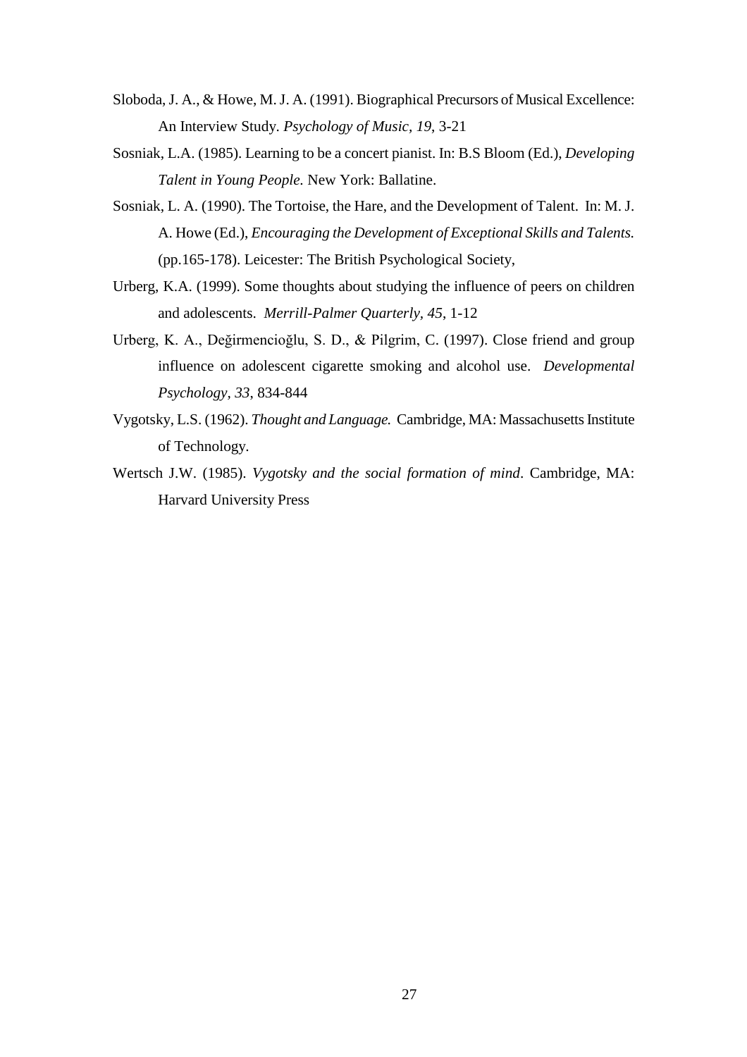Sloboda, J. A., & Howe, M. J. A. (1991). Biographical Precursors of Musical Excellence: An Interview Study. *Psychology of Music, 19*, 3-21

Sosniak, L.A. (1985). Learning to be a concert pianist. In: B.S Bloom (Ed.), *Developing Talent in Young People.* New York: Ballatine.

Sosniak, L. A. (1990). The Tortoise, the Hare, and the Development of Talent. In: M. J. A. Howe (Ed.), *Encouraging the Development of Exceptional Skills and Talents.* (pp.165-178). Leicester: The British Psychological Society,

Urberg, K.A. (1999). Some thoughts about studying the influence of peers on children and adolescents. *Merrill-Palmer Quarterly, 45,* 1-12

Urberg, K. A., Değirmencioğlu, S. D., & Pilgrim, C. (1997). Close friend and group influence on adolescent cigarette smoking and alcohol use. *Developmental Psychology, 33*, 834-844

Vygotsky, L.S. (1962). *Thought and Language.* Cambridge, MA: Massachusetts Institute of Technology.

Wertsch J.W. (1985). *Vygotsky and the social formation of mind*. Cambridge, MA: Harvard University Press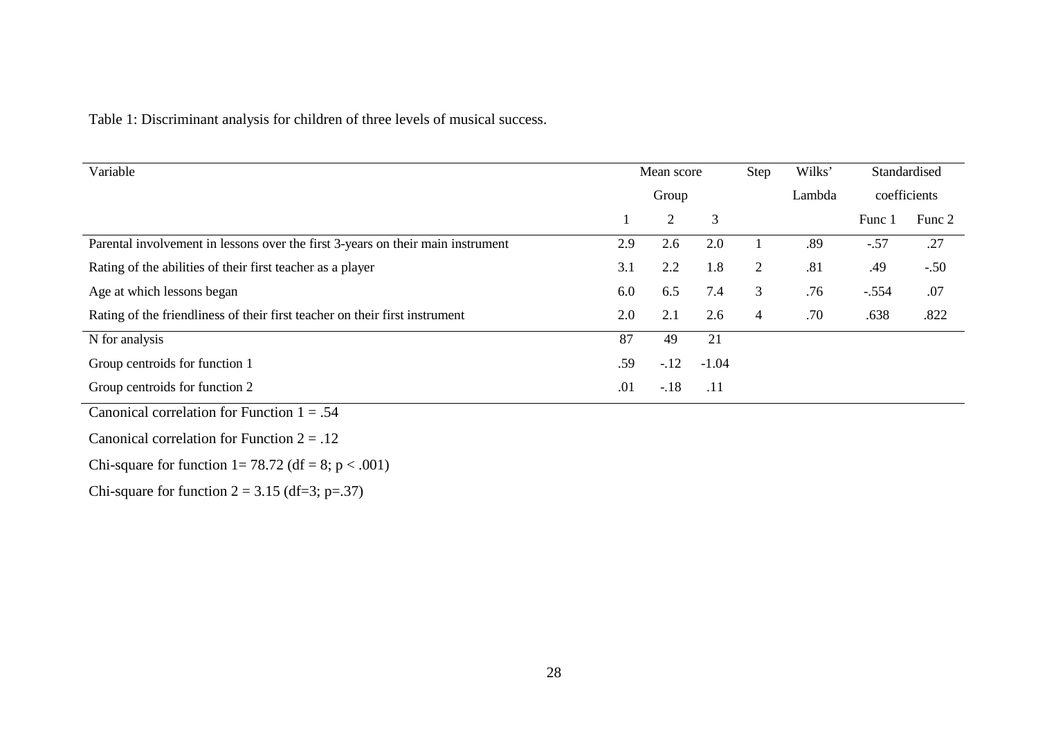Table 1: Discriminant analysis for children of three levels of musical success.

| Variable | Mean score Group | | | Step | Wilks' Lambda | Standardised coefficients | |
|---|---|---|---|---|---|---|---|
| | 1 | 2 | 3 | | | Func 1 | Func 2 |
| Parental involvement in lessons over the first 3-years on their main instrument | 2.9 | 2.6 | 2.0 | 1 | .89 | -.57 | .27 |
| Rating of the abilities of their first teacher as a player | 3.1 | 2.2 | 1.8 | 2 | .81 | .49 | -.50 |
| Age at which lessons began | 6.0 | 6.5 | 7.4 | 3 | .76 | -.554 | .07 |
| Rating of the friendliness of their first teacher on their first instrument | 2.0 | 2.1 | 2.6 | 4 | .70 | .638 | .822 |
| N for analysis | 87 | 49 | 21 | | | | |
| Group centroids for function 1 | .59 | -.12 | -1.04 | | | | |
| Group centroids for function 2 | .01 | -.18 | .11 | | | | |

Canonical correlation for Function 1 = .54

Canonical correlation for Function 2 = .12

Chi-square for function 1= 78.72 (df = 8; $p < .001$)

Chi-square for function 2 = 3.15 (df=3; p=.37)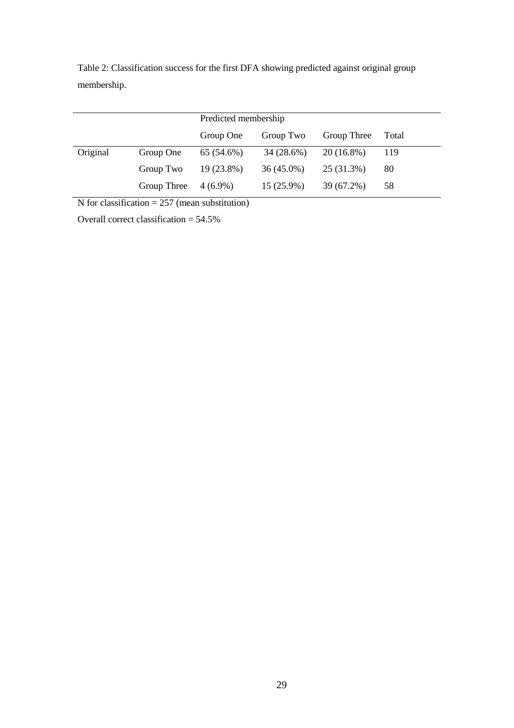Table 2: Classification success for the first DFA showing predicted against original group membership.

| | | Predicted membership | | | |
|---|---|---|---|---|---|
| | | Group One | Group Two | Group Three | Total |
| Original | Group One | 65 (54.6%) | 34 (28.6%) | 20 (16.8%) | 119 |
| | Group Two | 19 (23.8%) | 36 (45.0%) | 25 (31.3%) | 80 |
| | Group Three | 4 (6.9%) | 15 (25.9%) | 39 (67.2%) | 58 |

N for classification = 257 (mean substitution)

Overall correct classification = 54.5%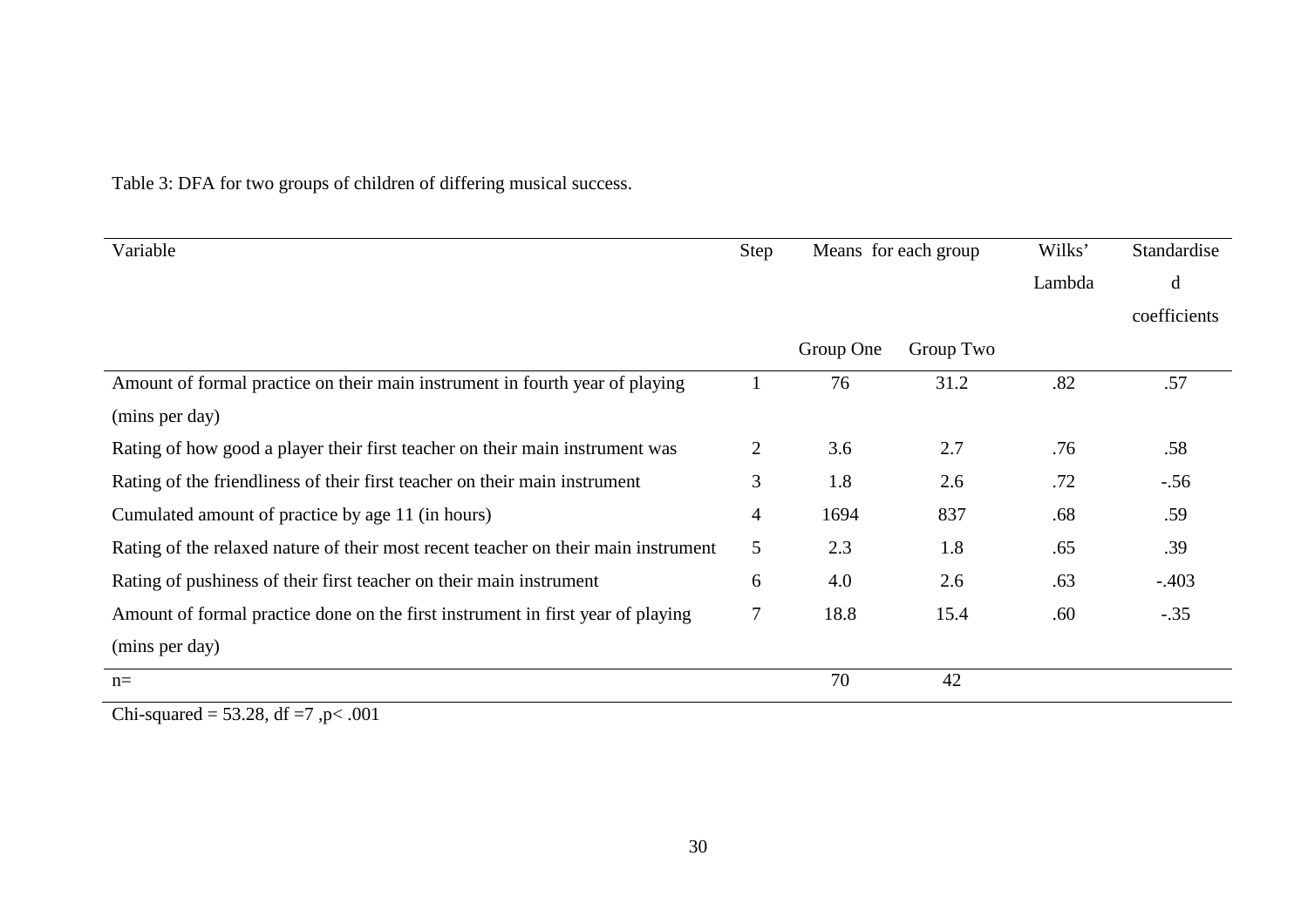Table 3: DFA for two groups of children of differing musical success.

| Variable | Step | Means for each group | | Wilks' Lambda | Standardised coefficients |
|---|---|---|---|---|---|
| | | Group One | Group Two | | |
| Amount of formal practice on their main instrument in fourth year of playing (mins per day) | 1 | 76 | 31.2 | .82 | .57 |
| Rating of how good a player their first teacher on their main instrument was | 2 | 3.6 | 2.7 | .76 | .58 |
| Rating of the friendliness of their first teacher on their main instrument | 3 | 1.8 | 2.6 | .72 | -.56 |
| Cumulated amount of practice by age 11 (in hours) | 4 | 1694 | 837 | .68 | .59 |
| Rating of the relaxed nature of their most recent teacher on their main instrument | 5 | 2.3 | 1.8 | .65 | .39 |
| Rating of pushiness of their first teacher on their main instrument | 6 | 4.0 | 2.6 | .63 | -.403 |
| Amount of formal practice done on the first instrument in first year of playing (mins per day) | 7 | 18.8 | 15.4 | .60 | -.35 |
| n= | | 70 | 42 | | |

Chi-squared = 53.28, df =7 ,p< .001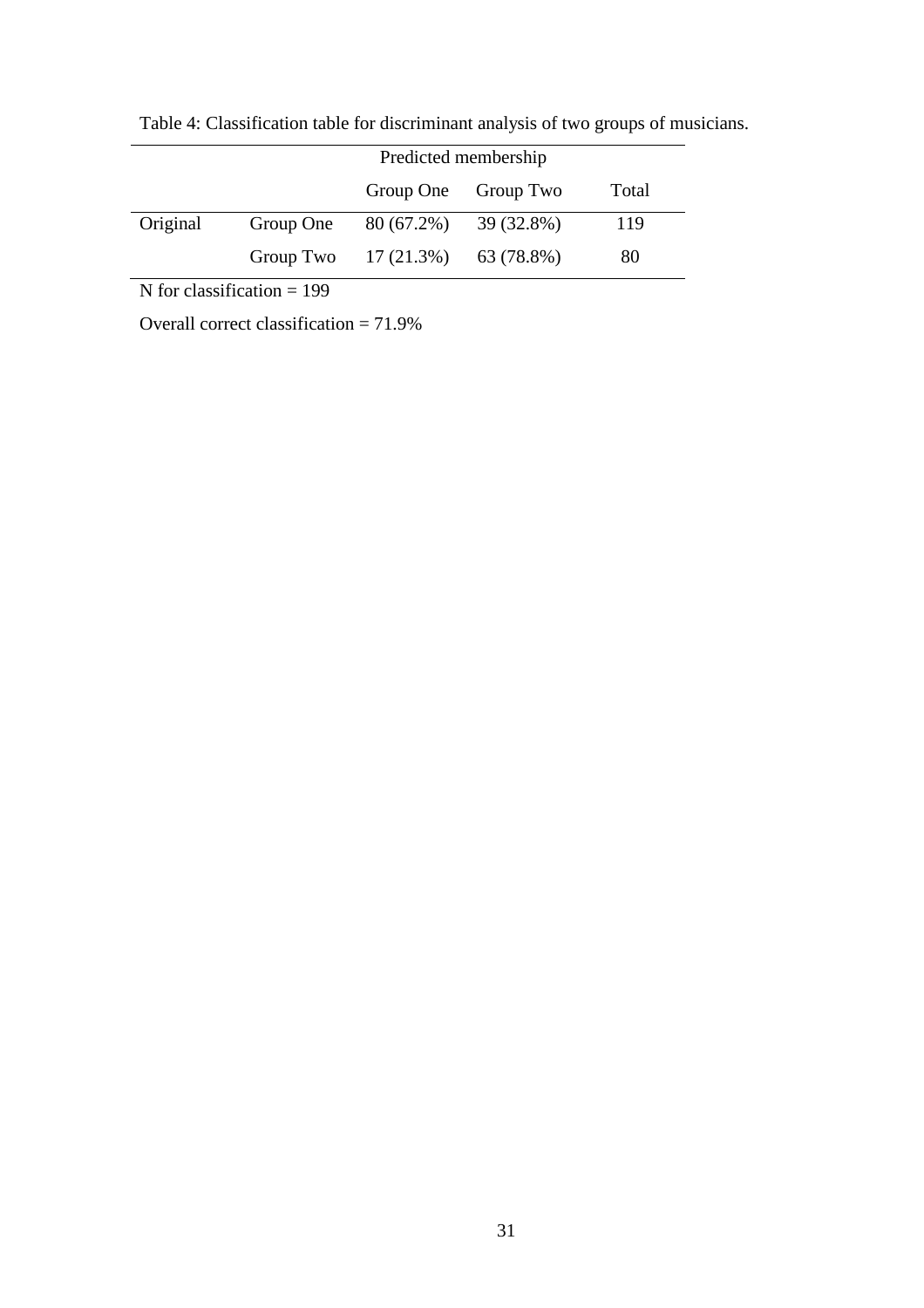Table 4: Classification table for discriminant analysis of two groups of musicians.

| | | Predicted membership | | |
|---|---|---|---|---|
| | | Group One | Group Two | Total |
| Original | Group One | 80 (67.2%) | 39 (32.8%) | 119 |
| | Group Two | 17 (21.3%) | 63 (78.8%) | 80 |

N for classification = 199

Overall correct classification = 71.9%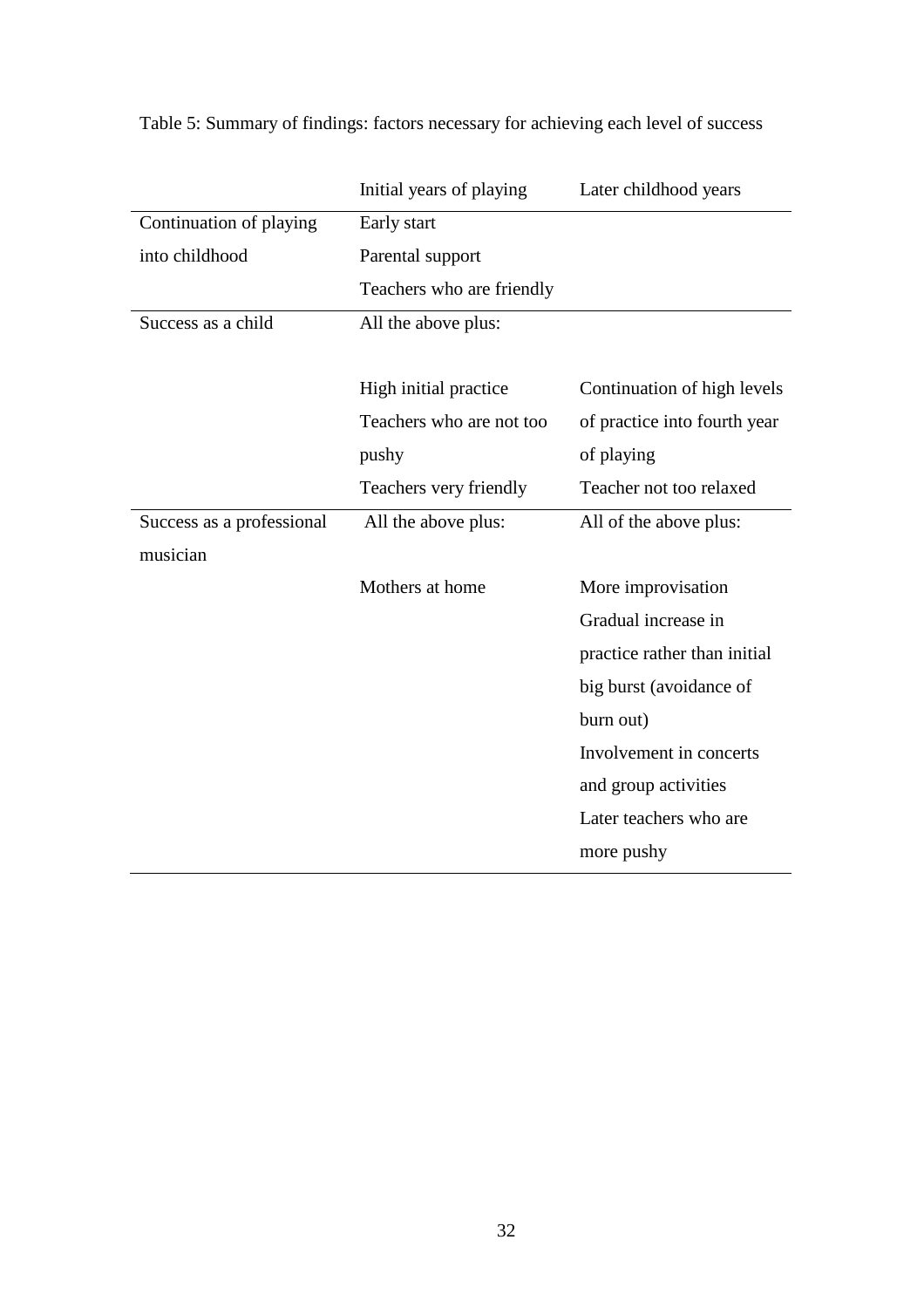Table 5: Summary of findings: factors necessary for achieving each level of success

| | Initial years of playing | Later childhood years |
|---|---|---|
| Continuation of playing into childhood | Early start<br>Parental support<br>Teachers who are friendly | |
| Success as a child | All the above plus:<br><br>High initial practice<br>Teachers who are not too pushy<br>Teachers very friendly | <br><br>Continuation of high levels of practice into fourth year of playing<br>Teacher not too relaxed |
| Success as a professional musician | All the above plus:<br><br>Mothers at home | All of the above plus:<br><br>More improvisation<br>Gradual increase in practice rather than initial big burst (avoidance of burn out)<br>Involvement in concerts and group activities<br>Later teachers who are more pushy |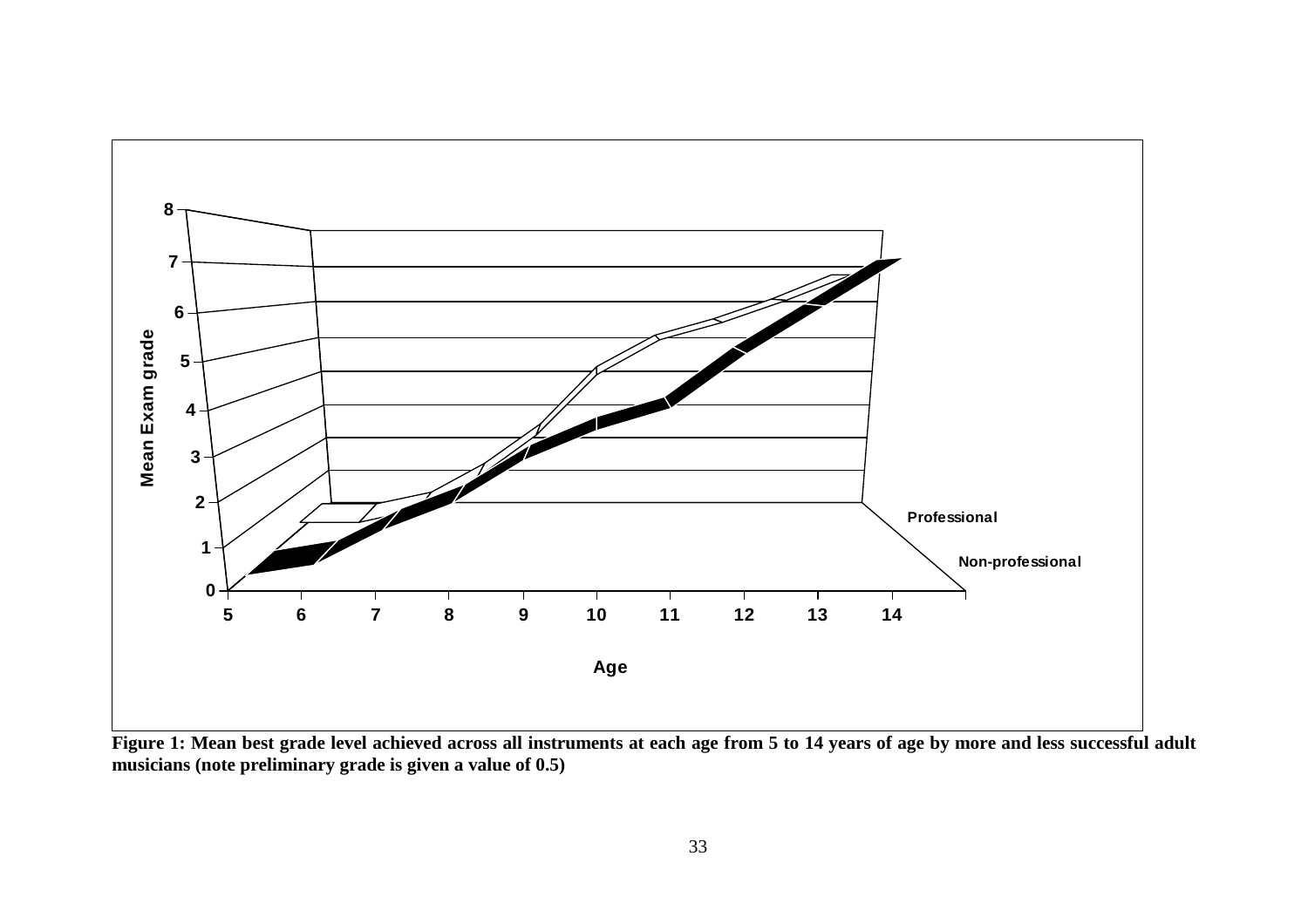**Figure 1: Mean best grade level achieved across all instruments at each age from 5 to 14 years of age by more and less successful adult musicians (note preliminary grade is given a value of 0.5)**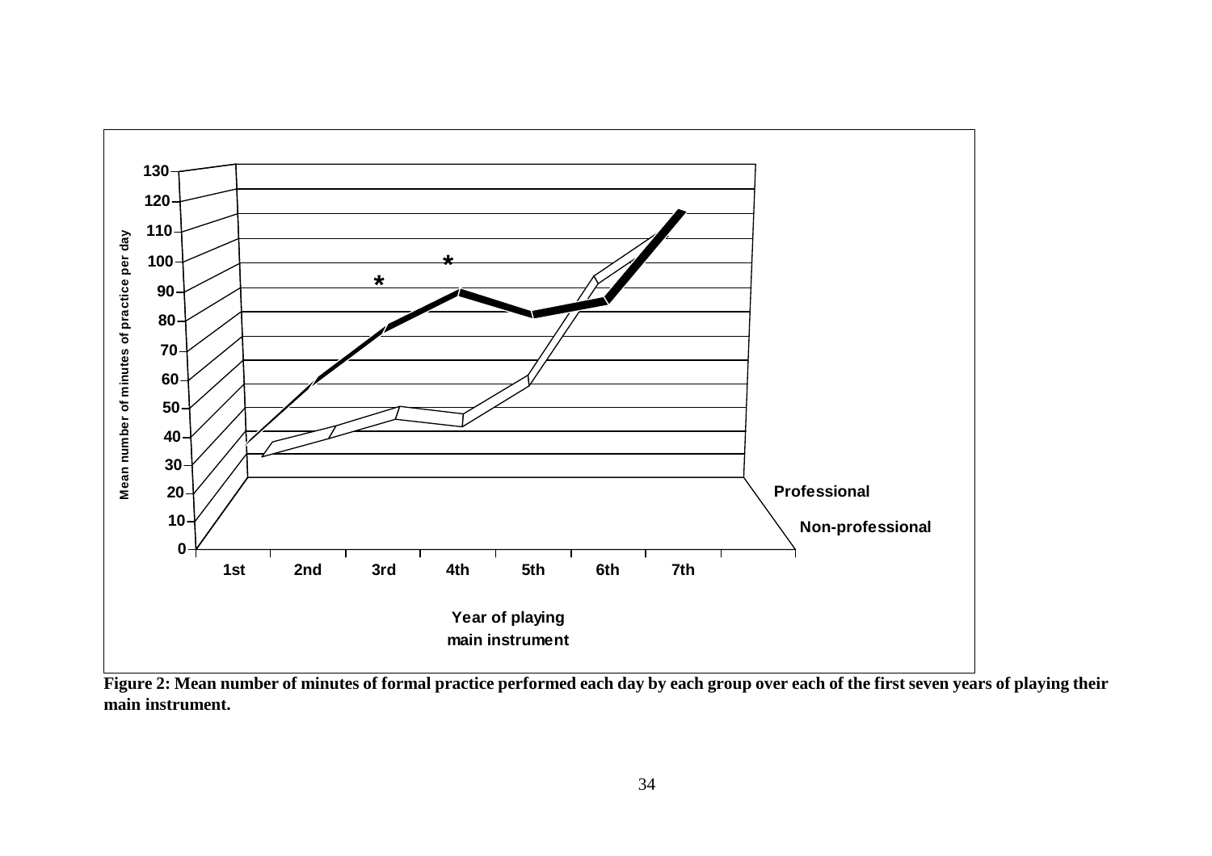**Figure 2: Mean number of minutes of formal practice performed each day by each group over each of the first seven years of playing their main instrument.**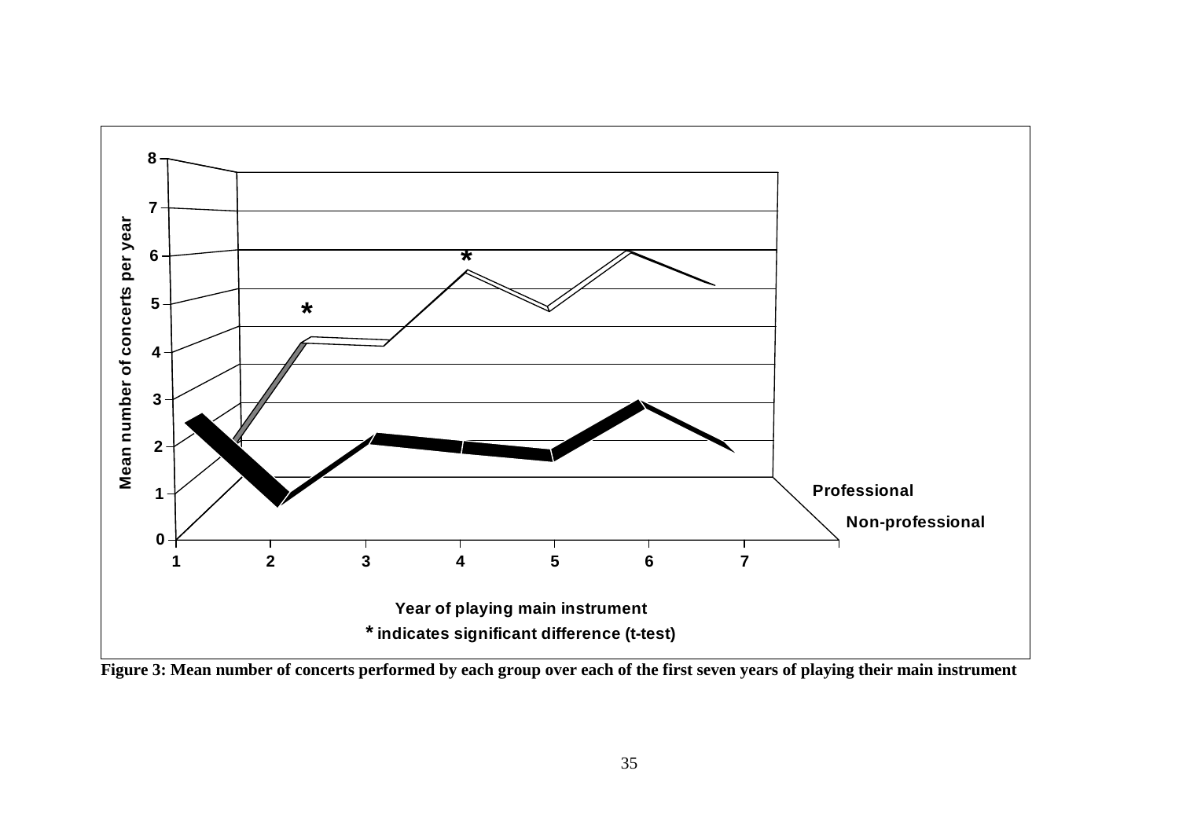8

7

6

5

4

3

2

1

0

Mean number of concerts per year

*

*

1 2 3 4 5 6 7

Professional

Non-professional

Year of playing main instrument

* indicates significant difference (t-test)

**Figure 3: Mean number of concerts performed by each group over each of the first seven years of playing their main instrument**